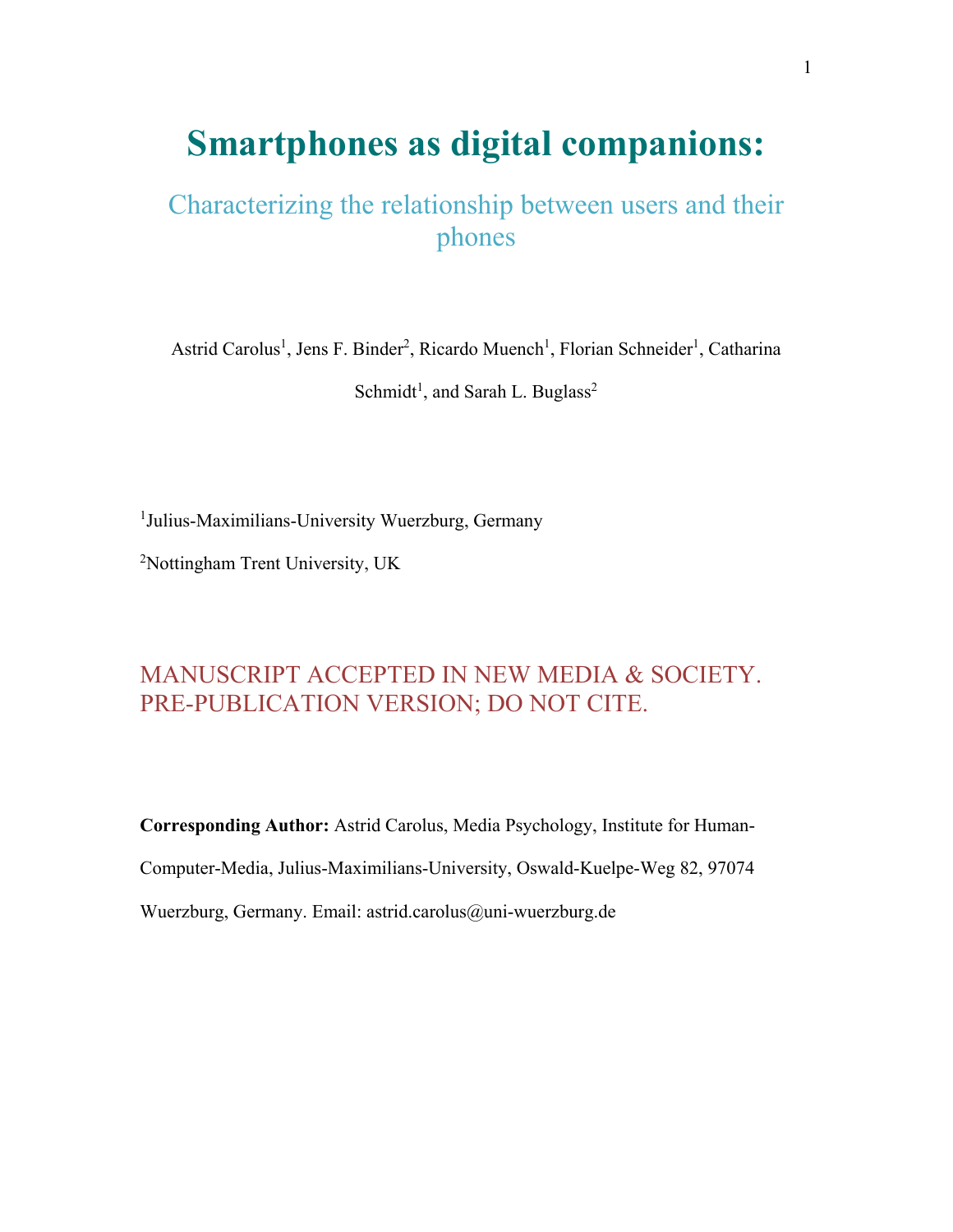# Smartphones as digital companions:

## Characterizing the relationship between users and their phones

Astrid Carolus[1], Jens F. Binder[2], Ricardo Muench[1], Florian Schneider[1], Catharina Schmidt[1], and Sarah L. Buglass[2]

[1]Julius-Maximilians-University Wuerzburg, Germany

[2]Nottingham Trent University, UK

MANUSCRIPT ACCEPTED IN NEW MEDIA & SOCIETY. PRE-PUBLICATION VERSION; DO NOT CITE.

**Corresponding Author:** Astrid Carolus, Media Psychology, Institute for Human-Computer-Media, Julius-Maximilians-University, Oswald-Kuelpe-Weg 82, 97074 Wuerzburg, Germany. Email: astrid.carolus@uni-wuerzburg.de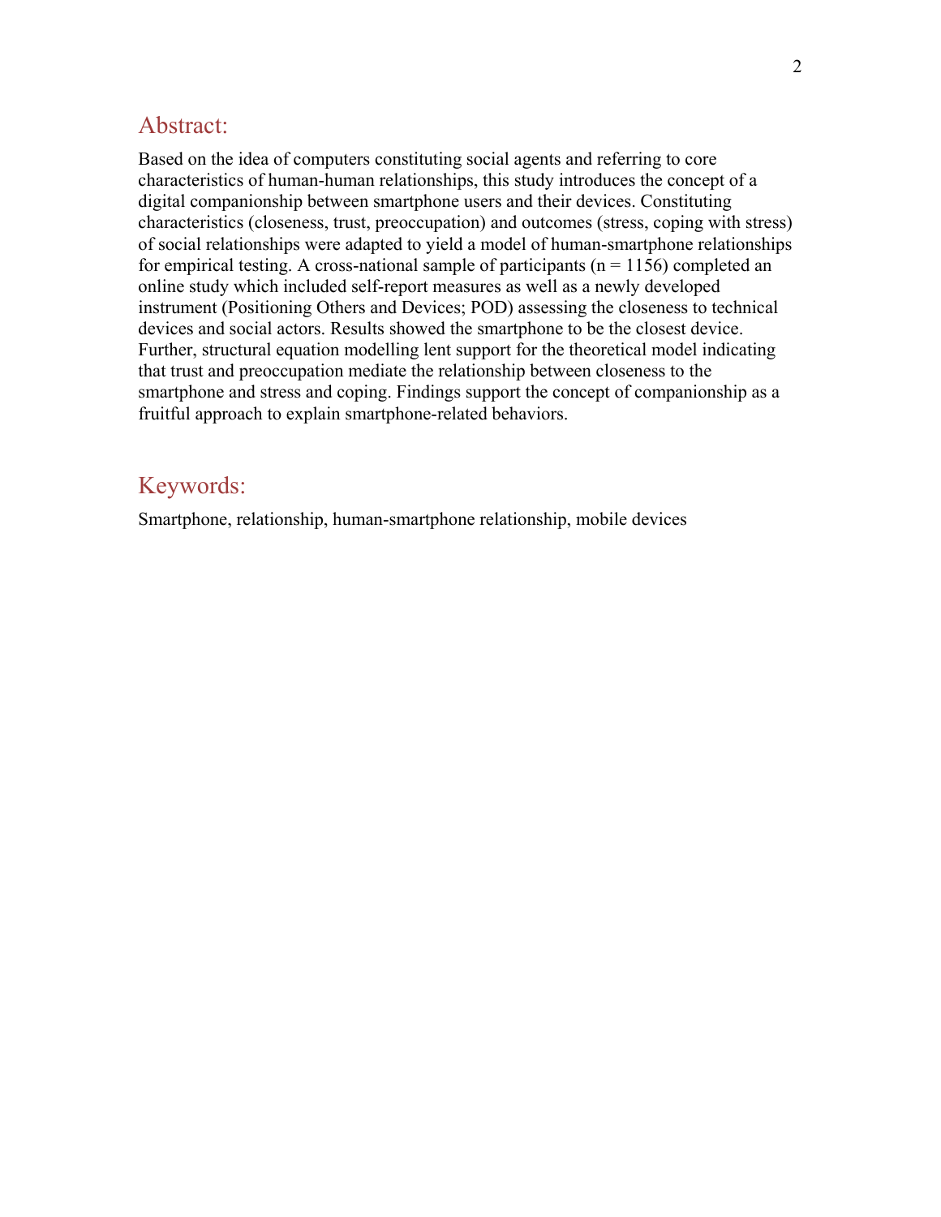## Abstract:

Based on the idea of computers constituting social agents and referring to core characteristics of human-human relationships, this study introduces the concept of a digital companionship between smartphone users and their devices. Constituting characteristics (closeness, trust, preoccupation) and outcomes (stress, coping with stress) of social relationships were adapted to yield a model of human-smartphone relationships for empirical testing. A cross-national sample of participants ($n = 1156$) completed an online study which included self-report measures as well as a newly developed instrument (Positioning Others and Devices; POD) assessing the closeness to technical devices and social actors. Results showed the smartphone to be the closest device. Further, structural equation modelling lent support for the theoretical model indicating that trust and preoccupation mediate the relationship between closeness to the smartphone and stress and coping. Findings support the concept of companionship as a fruitful approach to explain smartphone-related behaviors.

## Keywords:

Smartphone, relationship, human-smartphone relationship, mobile devices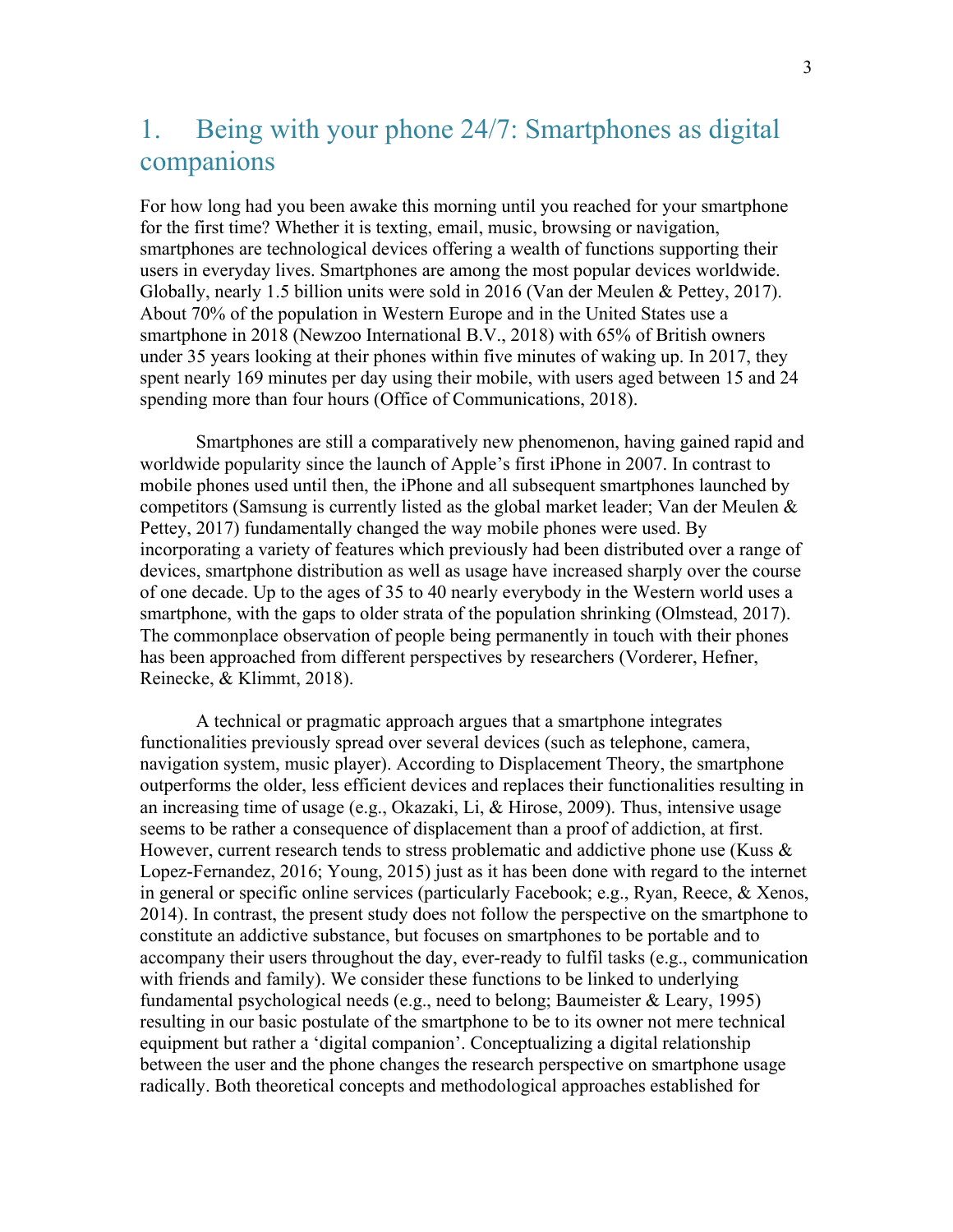# 1. Being with your phone 24/7: Smartphones as digital companions

For how long had you been awake this morning until you reached for your smartphone for the first time? Whether it is texting, email, music, browsing or navigation, smartphones are technological devices offering a wealth of functions supporting their users in everyday lives. Smartphones are among the most popular devices worldwide. Globally, nearly 1.5 billion units were sold in 2016 (Van der Meulen & Pettey, 2017). About 70% of the population in Western Europe and in the United States use a smartphone in 2018 (Newzoo International B.V., 2018) with 65% of British owners under 35 years looking at their phones within five minutes of waking up. In 2017, they spent nearly 169 minutes per day using their mobile, with users aged between 15 and 24 spending more than four hours (Office of Communications, 2018).

Smartphones are still a comparatively new phenomenon, having gained rapid and worldwide popularity since the launch of Apple's first iPhone in 2007. In contrast to mobile phones used until then, the iPhone and all subsequent smartphones launched by competitors (Samsung is currently listed as the global market leader; Van der Meulen & Pettey, 2017) fundamentally changed the way mobile phones were used. By incorporating a variety of features which previously had been distributed over a range of devices, smartphone distribution as well as usage have increased sharply over the course of one decade. Up to the ages of 35 to 40 nearly everybody in the Western world uses a smartphone, with the gaps to older strata of the population shrinking (Olmstead, 2017). The commonplace observation of people being permanently in touch with their phones has been approached from different perspectives by researchers (Vorderer, Hefner, Reinecke, & Klimmt, 2018).

A technical or pragmatic approach argues that a smartphone integrates functionalities previously spread over several devices (such as telephone, camera, navigation system, music player). According to Displacement Theory, the smartphone outperforms the older, less efficient devices and replaces their functionalities resulting in an increasing time of usage (e.g., Okazaki, Li, & Hirose, 2009). Thus, intensive usage seems to be rather a consequence of displacement than a proof of addiction, at first. However, current research tends to stress problematic and addictive phone use (Kuss & Lopez-Fernandez, 2016; Young, 2015) just as it has been done with regard to the internet in general or specific online services (particularly Facebook; e.g., Ryan, Reece, & Xenos, 2014). In contrast, the present study does not follow the perspective on the smartphone to constitute an addictive substance, but focuses on smartphones to be portable and to accompany their users throughout the day, ever-ready to fulfil tasks (e.g., communication with friends and family). We consider these functions to be linked to underlying fundamental psychological needs (e.g., need to belong; Baumeister & Leary, 1995) resulting in our basic postulate of the smartphone to be to its owner not mere technical equipment but rather a 'digital companion'. Conceptualizing a digital relationship between the user and the phone changes the research perspective on smartphone usage radically. Both theoretical concepts and methodological approaches established for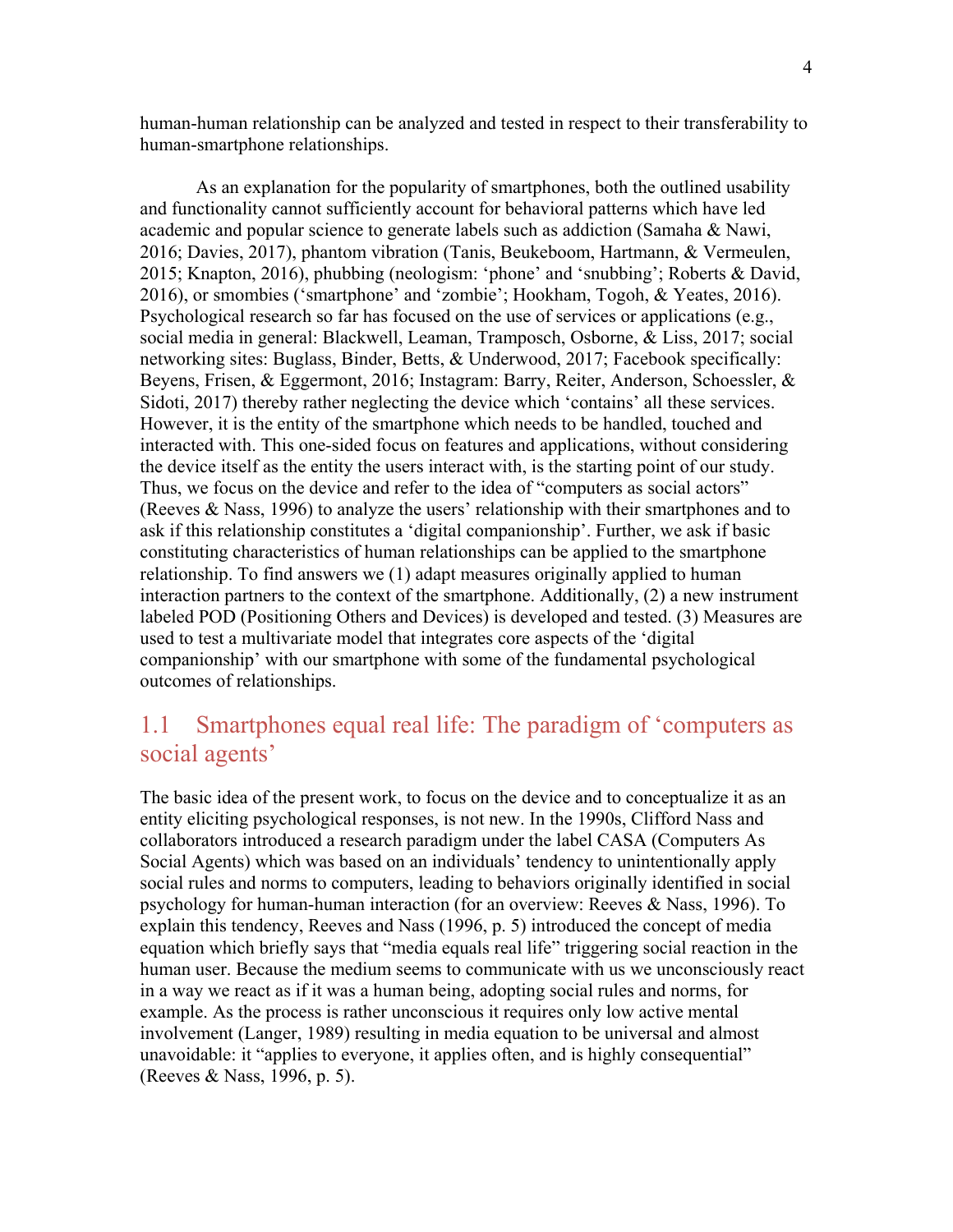human-human relationship can be analyzed and tested in respect to their transferability to human-smartphone relationships.

As an explanation for the popularity of smartphones, both the outlined usability and functionality cannot sufficiently account for behavioral patterns which have led academic and popular science to generate labels such as addiction (Samaha & Nawi, 2016; Davies, 2017), phantom vibration (Tanis, Beukeboom, Hartmann, & Vermeulen, 2015; Knapton, 2016), phubbing (neologism: 'phone' and 'snubbing'; Roberts & David, 2016), or smombies ('smartphone' and 'zombie'; Hookham, Togoh, & Yeates, 2016). Psychological research so far has focused on the use of services or applications (e.g., social media in general: Blackwell, Leaman, Tramposch, Osborne, & Liss, 2017; social networking sites: Buglass, Binder, Betts, & Underwood, 2017; Facebook specifically: Beyens, Frisen, & Eggermont, 2016; Instagram: Barry, Reiter, Anderson, Schoessler, & Sidoti, 2017) thereby rather neglecting the device which 'contains' all these services. However, it is the entity of the smartphone which needs to be handled, touched and interacted with. This one-sided focus on features and applications, without considering the device itself as the entity the users interact with, is the starting point of our study. Thus, we focus on the device and refer to the idea of "computers as social actors" (Reeves & Nass, 1996) to analyze the users' relationship with their smartphones and to ask if this relationship constitutes a 'digital companionship'. Further, we ask if basic constituting characteristics of human relationships can be applied to the smartphone relationship. To find answers we (1) adapt measures originally applied to human interaction partners to the context of the smartphone. Additionally, (2) a new instrument labeled POD (Positioning Others and Devices) is developed and tested. (3) Measures are used to test a multivariate model that integrates core aspects of the 'digital companionship' with our smartphone with some of the fundamental psychological outcomes of relationships.

## 1.1 Smartphones equal real life: The paradigm of 'computers as social agents'

The basic idea of the present work, to focus on the device and to conceptualize it as an entity eliciting psychological responses, is not new. In the 1990s, Clifford Nass and collaborators introduced a research paradigm under the label CASA (Computers As Social Agents) which was based on an individuals' tendency to unintentionally apply social rules and norms to computers, leading to behaviors originally identified in social psychology for human-human interaction (for an overview: Reeves & Nass, 1996). To explain this tendency, Reeves and Nass (1996, p. 5) introduced the concept of media equation which briefly says that "media equals real life" triggering social reaction in the human user. Because the medium seems to communicate with us we unconsciously react in a way we react as if it was a human being, adopting social rules and norms, for example. As the process is rather unconscious it requires only low active mental involvement (Langer, 1989) resulting in media equation to be universal and almost unavoidable: it "applies to everyone, it applies often, and is highly consequential" (Reeves & Nass, 1996, p. 5).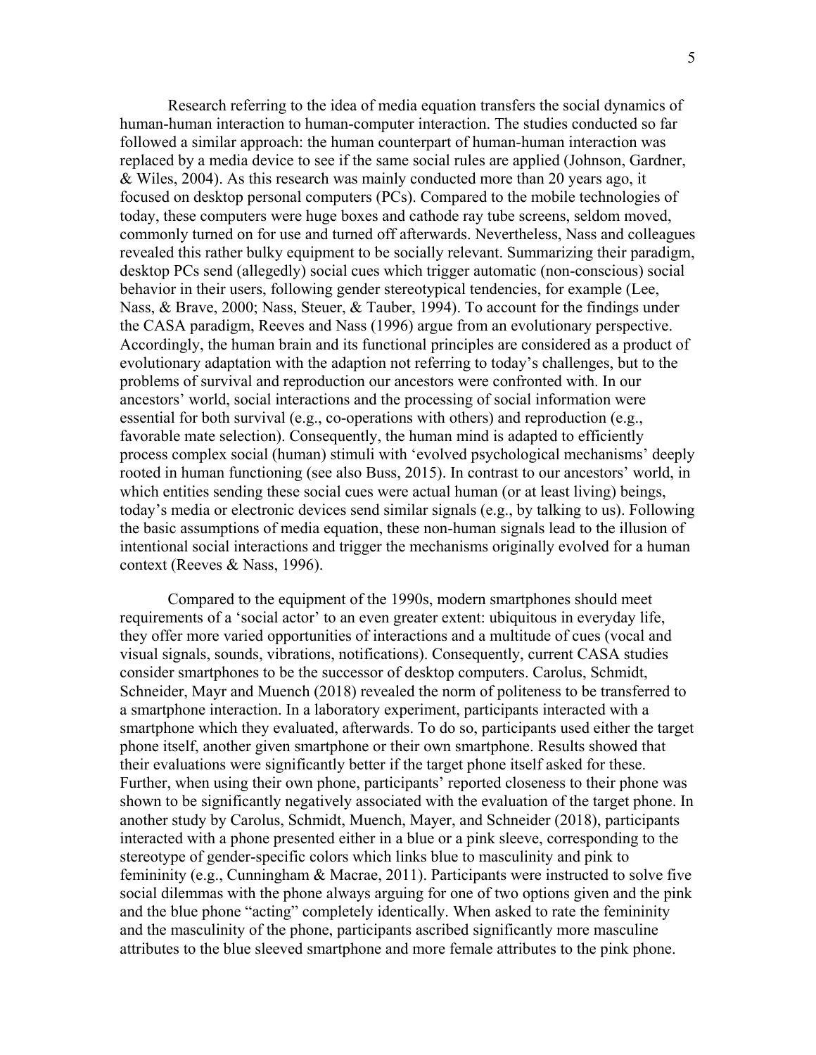Research referring to the idea of media equation transfers the social dynamics of human-human interaction to human-computer interaction. The studies conducted so far followed a similar approach: the human counterpart of human-human interaction was replaced by a media device to see if the same social rules are applied (Johnson, Gardner, & Wiles, 2004). As this research was mainly conducted more than 20 years ago, it focused on desktop personal computers (PCs). Compared to the mobile technologies of today, these computers were huge boxes and cathode ray tube screens, seldom moved, commonly turned on for use and turned off afterwards. Nevertheless, Nass and colleagues revealed this rather bulky equipment to be socially relevant. Summarizing their paradigm, desktop PCs send (allegedly) social cues which trigger automatic (non-conscious) social behavior in their users, following gender stereotypical tendencies, for example (Lee, Nass, & Brave, 2000; Nass, Steuer, & Tauber, 1994). To account for the findings under the CASA paradigm, Reeves and Nass (1996) argue from an evolutionary perspective. Accordingly, the human brain and its functional principles are considered as a product of evolutionary adaptation with the adaption not referring to today's challenges, but to the problems of survival and reproduction our ancestors were confronted with. In our ancestors' world, social interactions and the processing of social information were essential for both survival (e.g., co-operations with others) and reproduction (e.g., favorable mate selection). Consequently, the human mind is adapted to efficiently process complex social (human) stimuli with 'evolved psychological mechanisms' deeply rooted in human functioning (see also Buss, 2015). In contrast to our ancestors' world, in which entities sending these social cues were actual human (or at least living) beings, today's media or electronic devices send similar signals (e.g., by talking to us). Following the basic assumptions of media equation, these non-human signals lead to the illusion of intentional social interactions and trigger the mechanisms originally evolved for a human context (Reeves & Nass, 1996).

Compared to the equipment of the 1990s, modern smartphones should meet requirements of a 'social actor' to an even greater extent: ubiquitous in everyday life, they offer more varied opportunities of interactions and a multitude of cues (vocal and visual signals, sounds, vibrations, notifications). Consequently, current CASA studies consider smartphones to be the successor of desktop computers. Carolus, Schmidt, Schneider, Mayr and Muench (2018) revealed the norm of politeness to be transferred to a smartphone interaction. In a laboratory experiment, participants interacted with a smartphone which they evaluated, afterwards. To do so, participants used either the target phone itself, another given smartphone or their own smartphone. Results showed that their evaluations were significantly better if the target phone itself asked for these. Further, when using their own phone, participants' reported closeness to their phone was shown to be significantly negatively associated with the evaluation of the target phone. In another study by Carolus, Schmidt, Muench, Mayer, and Schneider (2018), participants interacted with a phone presented either in a blue or a pink sleeve, corresponding to the stereotype of gender-specific colors which links blue to masculinity and pink to femininity (e.g., Cunningham & Macrae, 2011). Participants were instructed to solve five social dilemmas with the phone always arguing for one of two options given and the pink and the blue phone "acting" completely identically. When asked to rate the femininity and the masculinity of the phone, participants ascribed significantly more masculine attributes to the blue sleeved smartphone and more female attributes to the pink phone.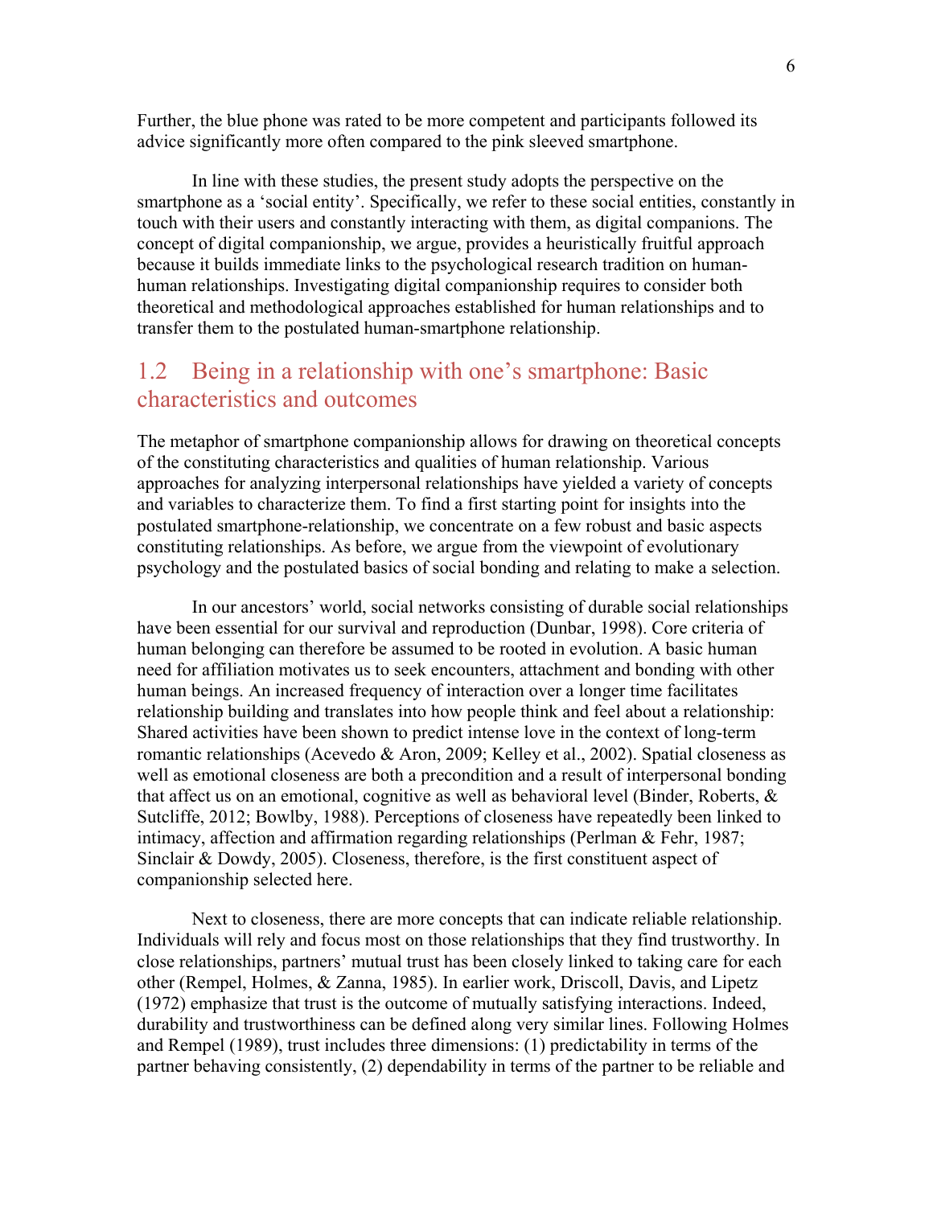Further, the blue phone was rated to be more competent and participants followed its advice significantly more often compared to the pink sleeved smartphone.

In line with these studies, the present study adopts the perspective on the smartphone as a 'social entity'. Specifically, we refer to these social entities, constantly in touch with their users and constantly interacting with them, as digital companions. The concept of digital companionship, we argue, provides a heuristically fruitful approach because it builds immediate links to the psychological research tradition on human-human relationships. Investigating digital companionship requires to consider both theoretical and methodological approaches established for human relationships and to transfer them to the postulated human-smartphone relationship.

## 1.2 Being in a relationship with one's smartphone: Basic characteristics and outcomes

The metaphor of smartphone companionship allows for drawing on theoretical concepts of the constituting characteristics and qualities of human relationship. Various approaches for analyzing interpersonal relationships have yielded a variety of concepts and variables to characterize them. To find a first starting point for insights into the postulated smartphone-relationship, we concentrate on a few robust and basic aspects constituting relationships. As before, we argue from the viewpoint of evolutionary psychology and the postulated basics of social bonding and relating to make a selection.

In our ancestors' world, social networks consisting of durable social relationships have been essential for our survival and reproduction (Dunbar, 1998). Core criteria of human belonging can therefore be assumed to be rooted in evolution. A basic human need for affiliation motivates us to seek encounters, attachment and bonding with other human beings. An increased frequency of interaction over a longer time facilitates relationship building and translates into how people think and feel about a relationship: Shared activities have been shown to predict intense love in the context of long-term romantic relationships (Acevedo & Aron, 2009; Kelley et al., 2002). Spatial closeness as well as emotional closeness are both a precondition and a result of interpersonal bonding that affect us on an emotional, cognitive as well as behavioral level (Binder, Roberts, & Sutcliffe, 2012; Bowlby, 1988). Perceptions of closeness have repeatedly been linked to intimacy, affection and affirmation regarding relationships (Perlman & Fehr, 1987; Sinclair & Dowdy, 2005). Closeness, therefore, is the first constituent aspect of companionship selected here.

Next to closeness, there are more concepts that can indicate reliable relationship. Individuals will rely and focus most on those relationships that they find trustworthy. In close relationships, partners' mutual trust has been closely linked to taking care for each other (Rempel, Holmes, & Zanna, 1985). In earlier work, Driscoll, Davis, and Lipetz (1972) emphasize that trust is the outcome of mutually satisfying interactions. Indeed, durability and trustworthiness can be defined along very similar lines. Following Holmes and Rempel (1989), trust includes three dimensions: (1) predictability in terms of the partner behaving consistently, (2) dependability in terms of the partner to be reliable and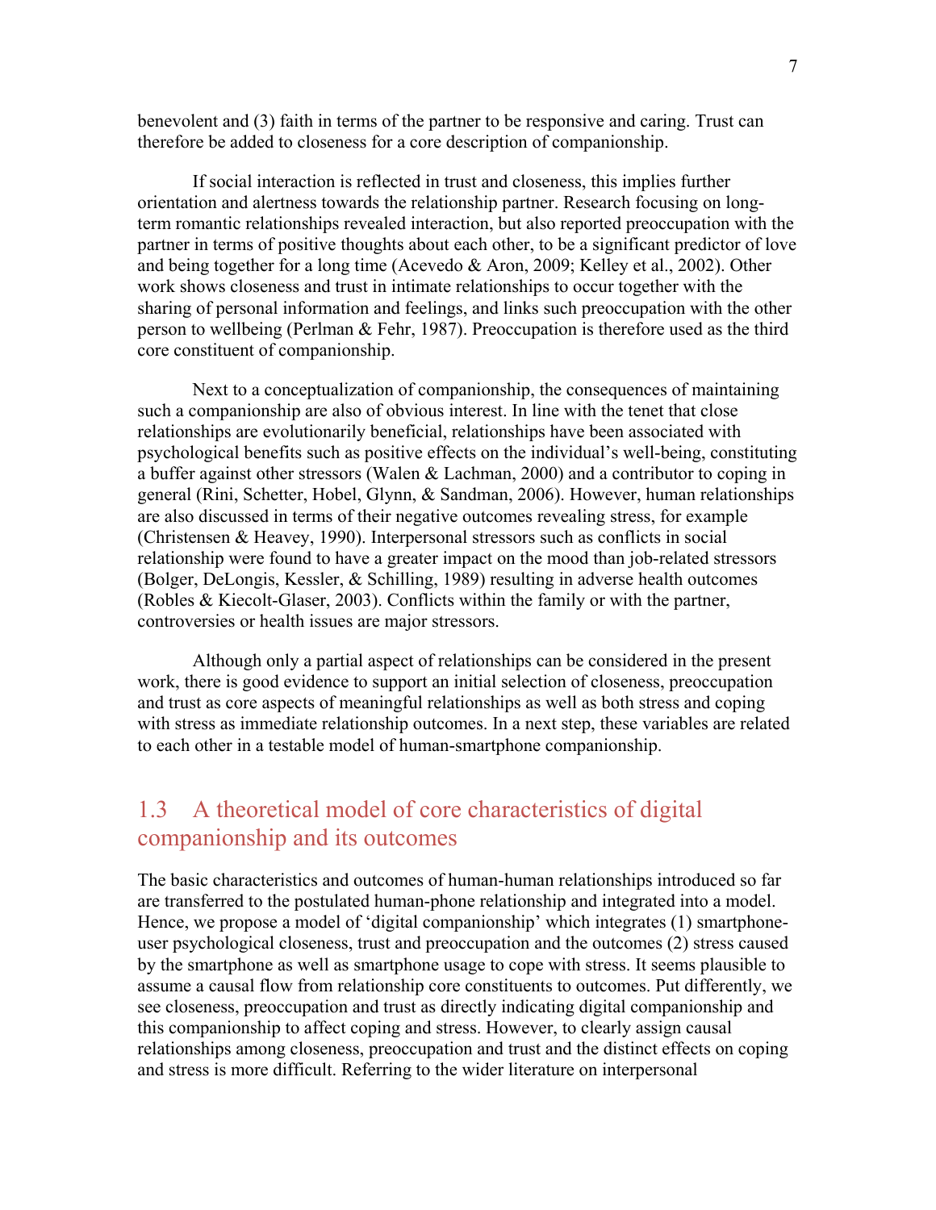benevolent and (3) faith in terms of the partner to be responsive and caring. Trust can therefore be added to closeness for a core description of companionship.

If social interaction is reflected in trust and closeness, this implies further orientation and alertness towards the relationship partner. Research focusing on long-term romantic relationships revealed interaction, but also reported preoccupation with the partner in terms of positive thoughts about each other, to be a significant predictor of love and being together for a long time (Acevedo & Aron, 2009; Kelley et al., 2002). Other work shows closeness and trust in intimate relationships to occur together with the sharing of personal information and feelings, and links such preoccupation with the other person to wellbeing (Perlman & Fehr, 1987). Preoccupation is therefore used as the third core constituent of companionship.

Next to a conceptualization of companionship, the consequences of maintaining such a companionship are also of obvious interest. In line with the tenet that close relationships are evolutionarily beneficial, relationships have been associated with psychological benefits such as positive effects on the individual's well-being, constituting a buffer against other stressors (Walen & Lachman, 2000) and a contributor to coping in general (Rini, Schetter, Hobel, Glynn, & Sandman, 2006). However, human relationships are also discussed in terms of their negative outcomes revealing stress, for example (Christensen & Heavey, 1990). Interpersonal stressors such as conflicts in social relationship were found to have a greater impact on the mood than job-related stressors (Bolger, DeLongis, Kessler, & Schilling, 1989) resulting in adverse health outcomes (Robles & Kiecolt-Glaser, 2003). Conflicts within the family or with the partner, controversies or health issues are major stressors.

Although only a partial aspect of relationships can be considered in the present work, there is good evidence to support an initial selection of closeness, preoccupation and trust as core aspects of meaningful relationships as well as both stress and coping with stress as immediate relationship outcomes. In a next step, these variables are related to each other in a testable model of human-smartphone companionship.

## 1.3 A theoretical model of core characteristics of digital companionship and its outcomes

The basic characteristics and outcomes of human-human relationships introduced so far are transferred to the postulated human-phone relationship and integrated into a model. Hence, we propose a model of 'digital companionship' which integrates (1) smartphone-user psychological closeness, trust and preoccupation and the outcomes (2) stress caused by the smartphone as well as smartphone usage to cope with stress. It seems plausible to assume a causal flow from relationship core constituents to outcomes. Put differently, we see closeness, preoccupation and trust as directly indicating digital companionship and this companionship to affect coping and stress. However, to clearly assign causal relationships among closeness, preoccupation and trust and the distinct effects on coping and stress is more difficult. Referring to the wider literature on interpersonal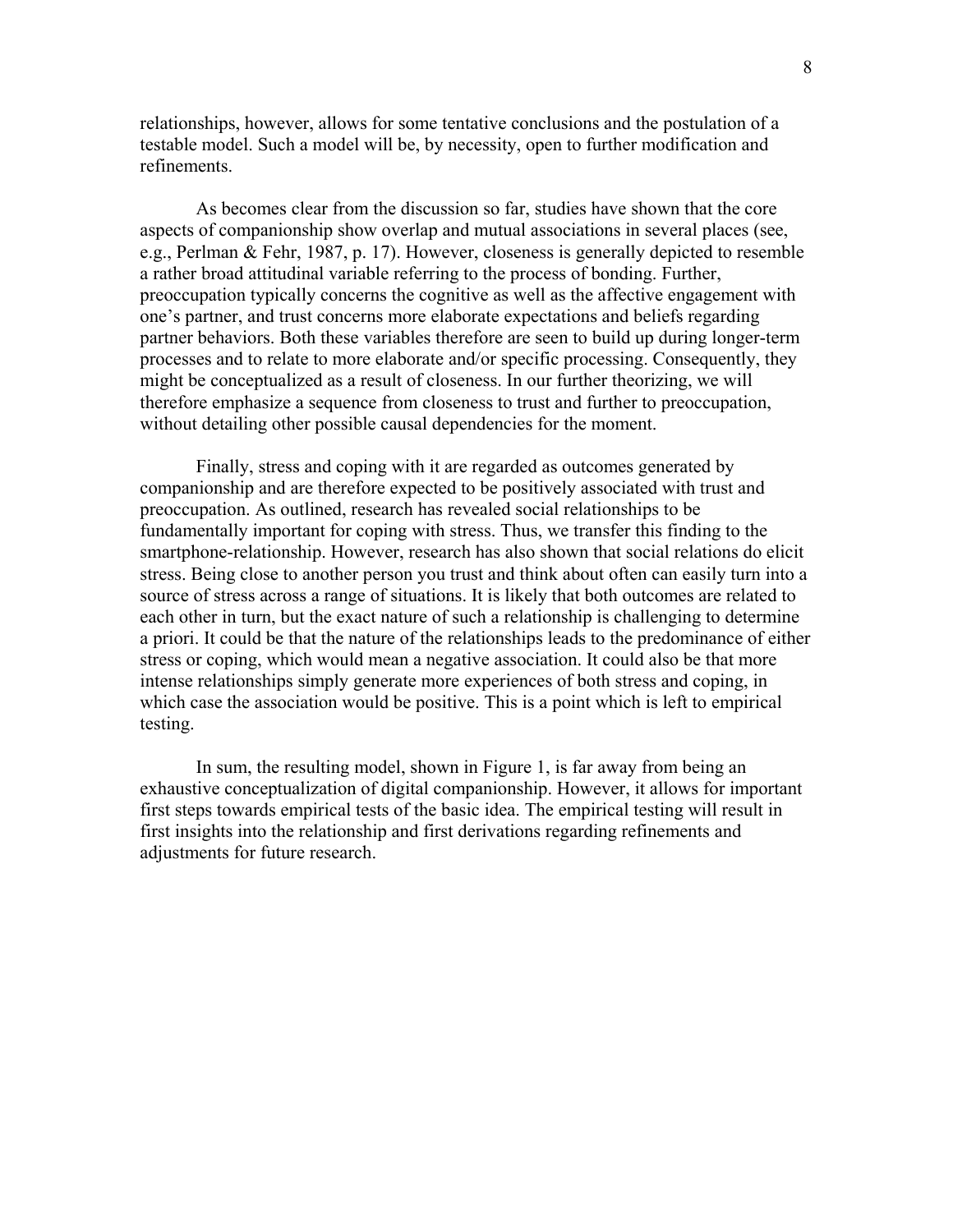relationships, however, allows for some tentative conclusions and the postulation of a testable model. Such a model will be, by necessity, open to further modification and refinements.

As becomes clear from the discussion so far, studies have shown that the core aspects of companionship show overlap and mutual associations in several places (see, e.g., Perlman & Fehr, 1987, p. 17). However, closeness is generally depicted to resemble a rather broad attitudinal variable referring to the process of bonding. Further, preoccupation typically concerns the cognitive as well as the affective engagement with one's partner, and trust concerns more elaborate expectations and beliefs regarding partner behaviors. Both these variables therefore are seen to build up during longer-term processes and to relate to more elaborate and/or specific processing. Consequently, they might be conceptualized as a result of closeness. In our further theorizing, we will therefore emphasize a sequence from closeness to trust and further to preoccupation, without detailing other possible causal dependencies for the moment.

Finally, stress and coping with it are regarded as outcomes generated by companionship and are therefore expected to be positively associated with trust and preoccupation. As outlined, research has revealed social relationships to be fundamentally important for coping with stress. Thus, we transfer this finding to the smartphone-relationship. However, research has also shown that social relations do elicit stress. Being close to another person you trust and think about often can easily turn into a source of stress across a range of situations. It is likely that both outcomes are related to each other in turn, but the exact nature of such a relationship is challenging to determine a priori. It could be that the nature of the relationships leads to the predominance of either stress or coping, which would mean a negative association. It could also be that more intense relationships simply generate more experiences of both stress and coping, in which case the association would be positive. This is a point which is left to empirical testing.

In sum, the resulting model, shown in Figure 1, is far away from being an exhaustive conceptualization of digital companionship. However, it allows for important first steps towards empirical tests of the basic idea. The empirical testing will result in first insights into the relationship and first derivations regarding refinements and adjustments for future research.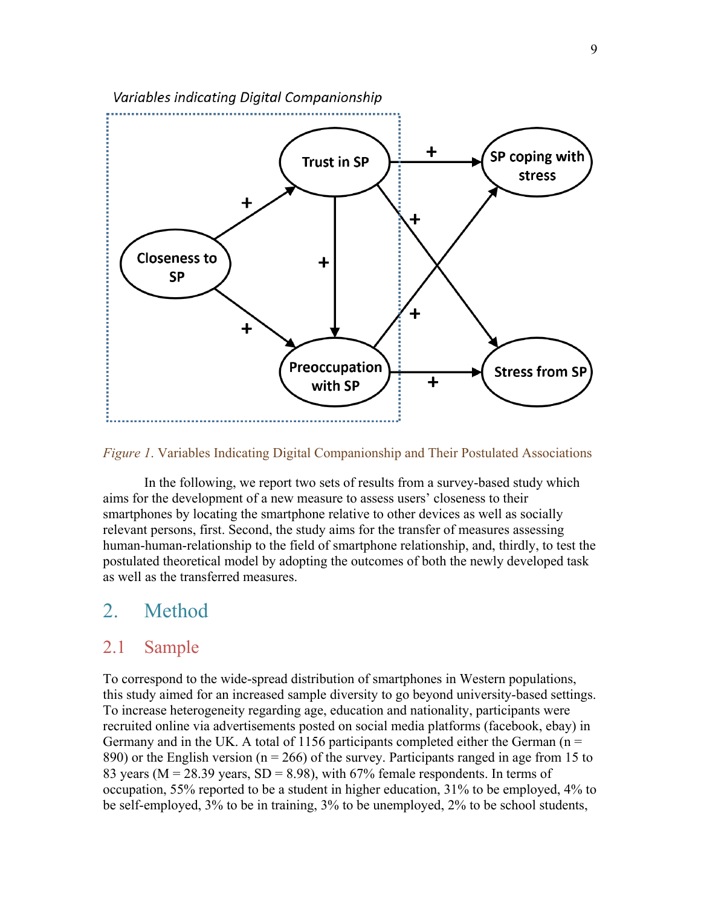*Figure 1*. Variables Indicating Digital Companionship and Their Postulated Associations

In the following, we report two sets of results from a survey-based study which aims for the development of a new measure to assess users' closeness to their smartphones by locating the smartphone relative to other devices as well as socially relevant persons, first. Second, the study aims for the transfer of measures assessing human-human-relationship to the field of smartphone relationship, and, thirdly, to test the postulated theoretical model by adopting the outcomes of both the newly developed task as well as the transferred measures.

# 2. Method

## 2.1 Sample

To correspond to the wide-spread distribution of smartphones in Western populations, this study aimed for an increased sample diversity to go beyond university-based settings. To increase heterogeneity regarding age, education and nationality, participants were recruited online via advertisements posted on social media platforms (facebook, ebay) in Germany and in the UK. A total of 1156 participants completed either the German (n = 890) or the English version (n = 266) of the survey. Participants ranged in age from 15 to 83 years (M = 28.39 years, SD = 8.98), with 67% female respondents. In terms of occupation, 55% reported to be a student in higher education, 31% to be employed, 4% to be self-employed, 3% to be in training, 3% to be unemployed, 2% to be school students,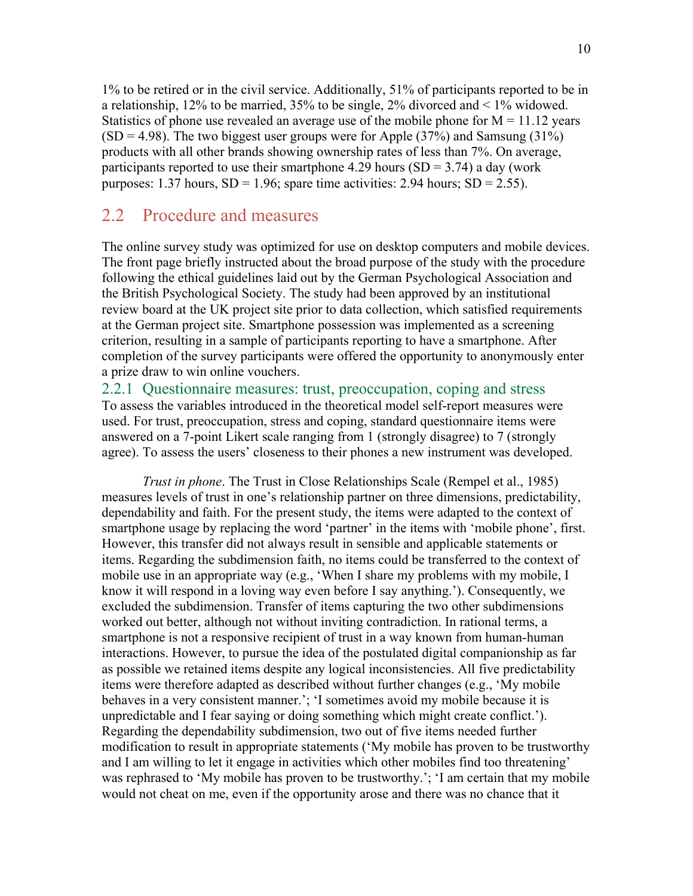1% to be retired or in the civil service. Additionally, 51% of participants reported to be in a relationship, 12% to be married, 35% to be single, 2% divorced and < 1% widowed. Statistics of phone use revealed an average use of the mobile phone for $M = 11.12$ years ($SD = 4.98$). The two biggest user groups were for Apple (37%) and Samsung (31%) products with all other brands showing ownership rates of less than 7%. On average, participants reported to use their smartphone 4.29 hours ($SD = 3.74$) a day (work purposes: 1.37 hours, $SD = 1.96$; spare time activities: 2.94 hours; $SD = 2.55$).

## 2.2 Procedure and measures

The online survey study was optimized for use on desktop computers and mobile devices. The front page briefly instructed about the broad purpose of the study with the procedure following the ethical guidelines laid out by the German Psychological Association and the British Psychological Society. The study had been approved by an institutional review board at the UK project site prior to data collection, which satisfied requirements at the German project site. Smartphone possession was implemented as a screening criterion, resulting in a sample of participants reporting to have a smartphone. After completion of the survey participants were offered the opportunity to anonymously enter a prize draw to win online vouchers.

### 2.2.1 Questionnaire measures: trust, preoccupation, coping and stress

To assess the variables introduced in the theoretical model self-report measures were used. For trust, preoccupation, stress and coping, standard questionnaire items were answered on a 7-point Likert scale ranging from 1 (strongly disagree) to 7 (strongly agree). To assess the users' closeness to their phones a new instrument was developed.

*Trust in phone*. The Trust in Close Relationships Scale (Rempel et al., 1985) measures levels of trust in one's relationship partner on three dimensions, predictability, dependability and faith. For the present study, the items were adapted to the context of smartphone usage by replacing the word 'partner' in the items with 'mobile phone', first. However, this transfer did not always result in sensible and applicable statements or items. Regarding the subdimension faith, no items could be transferred to the context of mobile use in an appropriate way (e.g., 'When I share my problems with my mobile, I know it will respond in a loving way even before I say anything.'). Consequently, we excluded the subdimension. Transfer of items capturing the two other subdimensions worked out better, although not without inviting contradiction. In rational terms, a smartphone is not a responsive recipient of trust in a way known from human-human interactions. However, to pursue the idea of the postulated digital companionship as far as possible we retained items despite any logical inconsistencies. All five predictability items were therefore adapted as described without further changes (e.g., 'My mobile behaves in a very consistent manner.'; 'I sometimes avoid my mobile because it is unpredictable and I fear saying or doing something which might create conflict.'). Regarding the dependability subdimension, two out of five items needed further modification to result in appropriate statements ('My mobile has proven to be trustworthy and I am willing to let it engage in activities which other mobiles find too threatening' was rephrased to 'My mobile has proven to be trustworthy.'; 'I am certain that my mobile would not cheat on me, even if the opportunity arose and there was no chance that it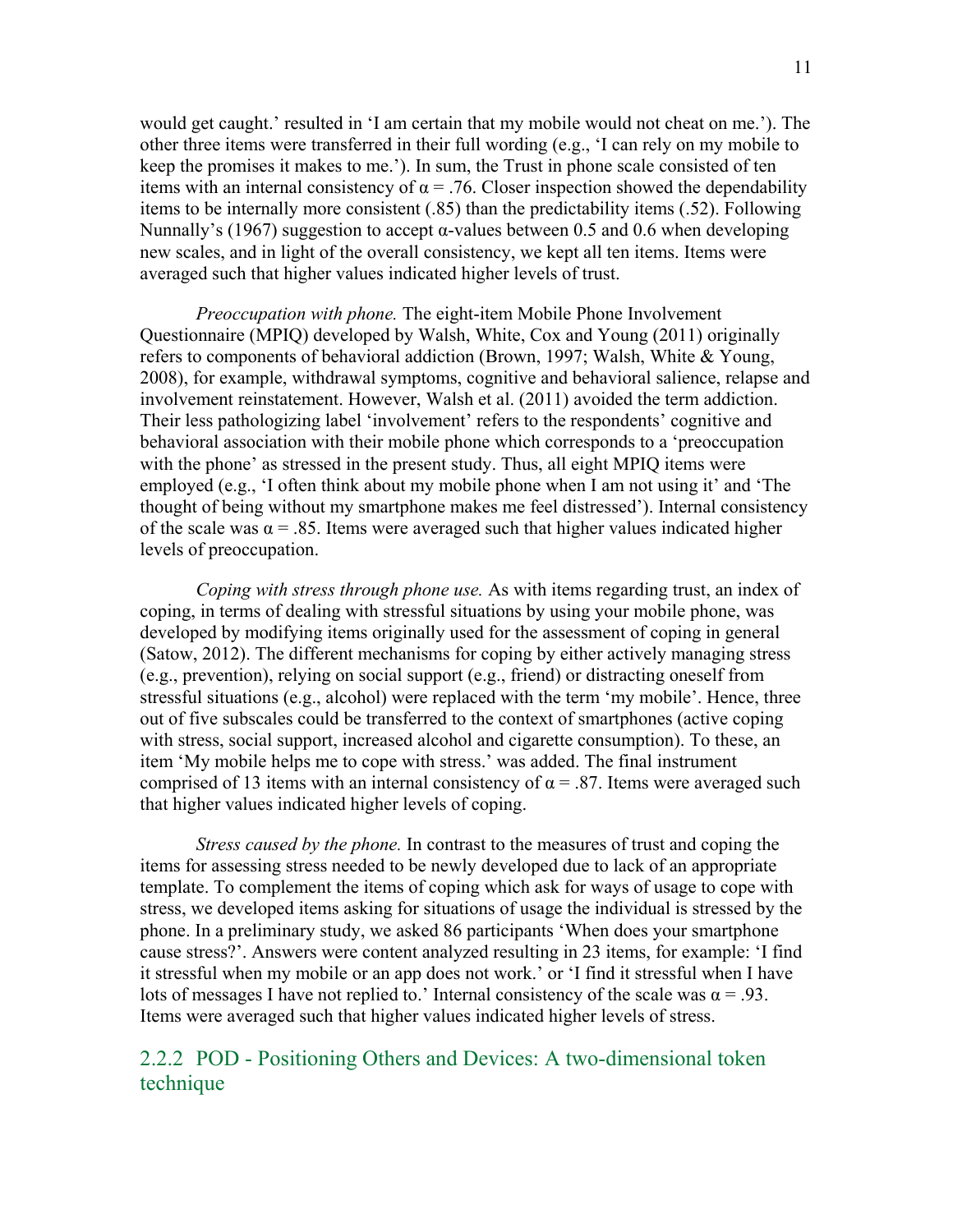would get caught.' resulted in 'I am certain that my mobile would not cheat on me.'). The other three items were transferred in their full wording (e.g., 'I can rely on my mobile to keep the promises it makes to me.'). In sum, the Trust in phone scale consisted of ten items with an internal consistency of $\alpha = .76$. Closer inspection showed the dependability items to be internally more consistent (.85) than the predictability items (.52). Following Nunnally's (1967) suggestion to accept α-values between 0.5 and 0.6 when developing new scales, and in light of the overall consistency, we kept all ten items. Items were averaged such that higher values indicated higher levels of trust.

*Preoccupation with phone.* The eight-item Mobile Phone Involvement Questionnaire (MPIQ) developed by Walsh, White, Cox and Young (2011) originally refers to components of behavioral addiction (Brown, 1997; Walsh, White & Young, 2008), for example, withdrawal symptoms, cognitive and behavioral salience, relapse and involvement reinstatement. However, Walsh et al. (2011) avoided the term addiction. Their less pathologizing label 'involvement' refers to the respondents' cognitive and behavioral association with their mobile phone which corresponds to a 'preoccupation with the phone' as stressed in the present study. Thus, all eight MPIQ items were employed (e.g., 'I often think about my mobile phone when I am not using it' and 'The thought of being without my smartphone makes me feel distressed'). Internal consistency of the scale was $\alpha = .85$. Items were averaged such that higher values indicated higher levels of preoccupation.

*Coping with stress through phone use.* As with items regarding trust, an index of coping, in terms of dealing with stressful situations by using your mobile phone, was developed by modifying items originally used for the assessment of coping in general (Satow, 2012). The different mechanisms for coping by either actively managing stress (e.g., prevention), relying on social support (e.g., friend) or distracting oneself from stressful situations (e.g., alcohol) were replaced with the term 'my mobile'. Hence, three out of five subscales could be transferred to the context of smartphones (active coping with stress, social support, increased alcohol and cigarette consumption). To these, an item 'My mobile helps me to cope with stress.' was added. The final instrument comprised of 13 items with an internal consistency of $\alpha = .87$. Items were averaged such that higher values indicated higher levels of coping.

*Stress caused by the phone.* In contrast to the measures of trust and coping the items for assessing stress needed to be newly developed due to lack of an appropriate template. To complement the items of coping which ask for ways of usage to cope with stress, we developed items asking for situations of usage the individual is stressed by the phone. In a preliminary study, we asked 86 participants 'When does your smartphone cause stress?'. Answers were content analyzed resulting in 23 items, for example: 'I find it stressful when my mobile or an app does not work.' or 'I find it stressful when I have lots of messages I have not replied to.' Internal consistency of the scale was $\alpha = .93$. Items were averaged such that higher values indicated higher levels of stress.

### 2.2.2 POD - Positioning Others and Devices: A two-dimensional token technique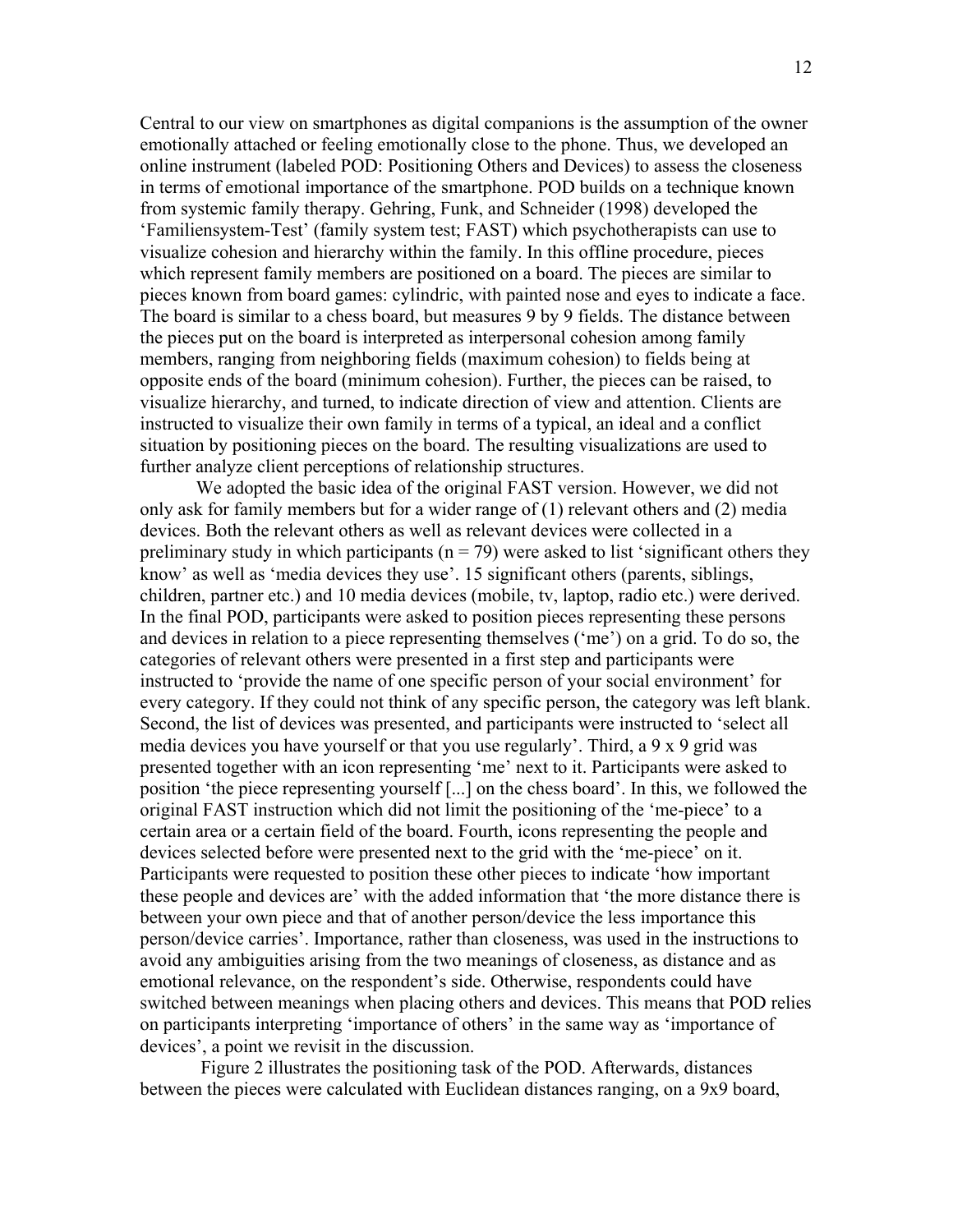Central to our view on smartphones as digital companions is the assumption of the owner emotionally attached or feeling emotionally close to the phone. Thus, we developed an online instrument (labeled POD: Positioning Others and Devices) to assess the closeness in terms of emotional importance of the smartphone. POD builds on a technique known from systemic family therapy. Gehring, Funk, and Schneider (1998) developed the 'Familiensystem-Test' (family system test; FAST) which psychotherapists can use to visualize cohesion and hierarchy within the family. In this offline procedure, pieces which represent family members are positioned on a board. The pieces are similar to pieces known from board games: cylindric, with painted nose and eyes to indicate a face. The board is similar to a chess board, but measures 9 by 9 fields. The distance between the pieces put on the board is interpreted as interpersonal cohesion among family members, ranging from neighboring fields (maximum cohesion) to fields being at opposite ends of the board (minimum cohesion). Further, the pieces can be raised, to visualize hierarchy, and turned, to indicate direction of view and attention. Clients are instructed to visualize their own family in terms of a typical, an ideal and a conflict situation by positioning pieces on the board. The resulting visualizations are used to further analyze client perceptions of relationship structures.

We adopted the basic idea of the original FAST version. However, we did not only ask for family members but for a wider range of (1) relevant others and (2) media devices. Both the relevant others as well as relevant devices were collected in a preliminary study in which participants ($n = 79$) were asked to list 'significant others they know' as well as 'media devices they use'. 15 significant others (parents, siblings, children, partner etc.) and 10 media devices (mobile, tv, laptop, radio etc.) were derived. In the final POD, participants were asked to position pieces representing these persons and devices in relation to a piece representing themselves ('me') on a grid. To do so, the categories of relevant others were presented in a first step and participants were instructed to 'provide the name of one specific person of your social environment' for every category. If they could not think of any specific person, the category was left blank. Second, the list of devices was presented, and participants were instructed to 'select all media devices you have yourself or that you use regularly'. Third, a 9 x 9 grid was presented together with an icon representing 'me' next to it. Participants were asked to position 'the piece representing yourself [...] on the chess board'. In this, we followed the original FAST instruction which did not limit the positioning of the 'me-piece' to a certain area or a certain field of the board. Fourth, icons representing the people and devices selected before were presented next to the grid with the 'me-piece' on it. Participants were requested to position these other pieces to indicate 'how important these people and devices are' with the added information that 'the more distance there is between your own piece and that of another person/device the less importance this person/device carries'. Importance, rather than closeness, was used in the instructions to avoid any ambiguities arising from the two meanings of closeness, as distance and as emotional relevance, on the respondent's side. Otherwise, respondents could have switched between meanings when placing others and devices. This means that POD relies on participants interpreting 'importance of others' in the same way as 'importance of devices', a point we revisit in the discussion.

Figure 2 illustrates the positioning task of the POD. Afterwards, distances between the pieces were calculated with Euclidean distances ranging, on a 9x9 board,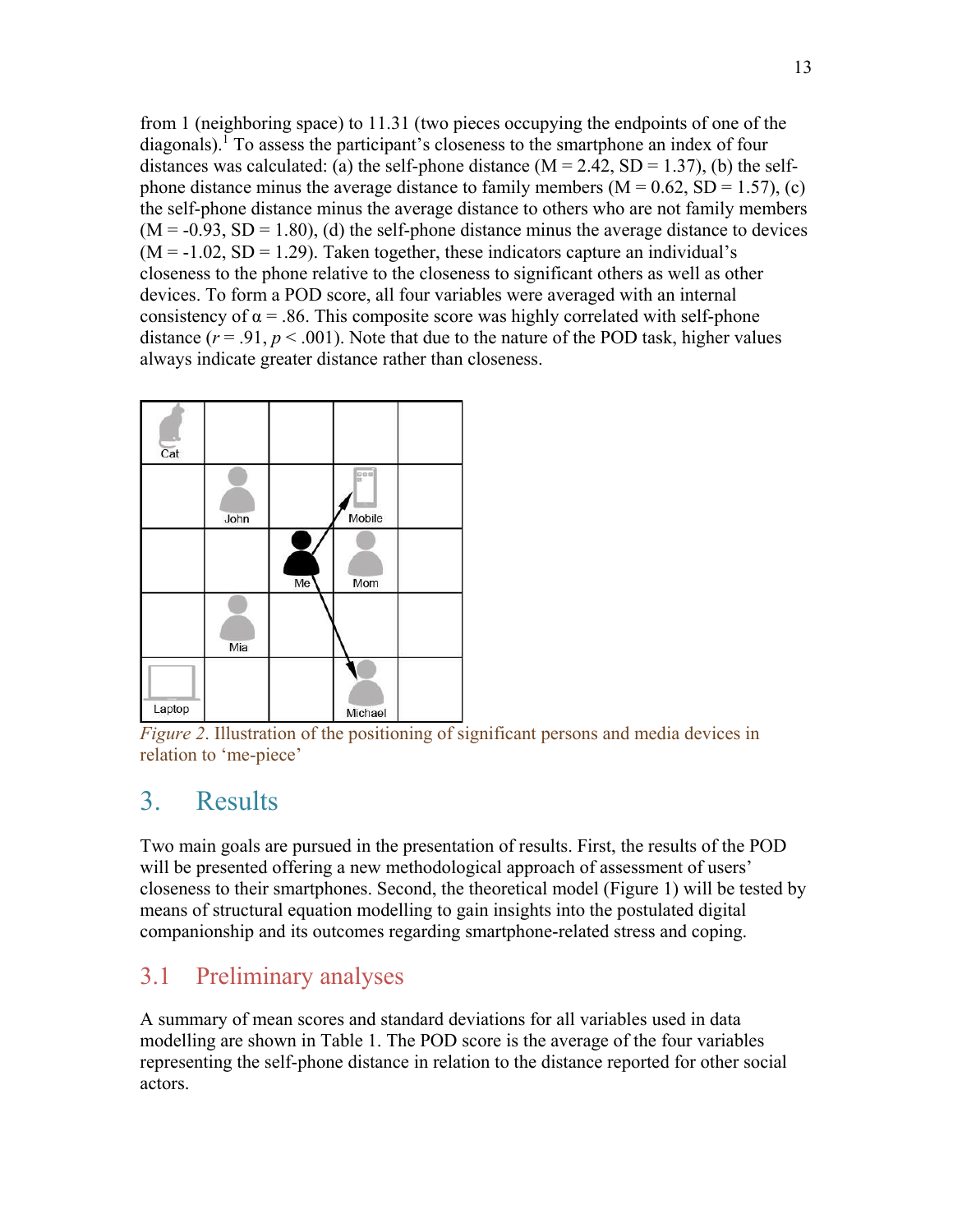from 1 (neighboring space) to 11.31 (two pieces occupying the endpoints of one of the diagonals).[1] To assess the participant's closeness to the smartphone an index of four distances was calculated: (a) the self-phone distance ($M = 2.42$, $SD = 1.37$), (b) the self-phone distance minus the average distance to family members ($M = 0.62$, $SD = 1.57$), (c) the self-phone distance minus the average distance to others who are not family members ($M = -0.93$, $SD = 1.80$), (d) the self-phone distance minus the average distance to devices ($M = -1.02$, $SD = 1.29$). Taken together, these indicators capture an individual's closeness to the phone relative to the closeness to significant others as well as other devices. To form a POD score, all four variables were averaged with an internal consistency of $\alpha = .86$. This composite score was highly correlated with self-phone distance ($r = .91$, $p < .001$). Note that due to the nature of the POD task, higher values always indicate greater distance rather than closeness.

*Figure 2.* Illustration of the positioning of significant persons and media devices in relation to 'me-piece'

## 3. Results

Two main goals are pursued in the presentation of results. First, the results of the POD will be presented offering a new methodological approach of assessment of users' closeness to their smartphones. Second, the theoretical model (Figure 1) will be tested by means of structural equation modelling to gain insights into the postulated digital companionship and its outcomes regarding smartphone-related stress and coping.

### 3.1 Preliminary analyses

A summary of mean scores and standard deviations for all variables used in data modelling are shown in Table 1. The POD score is the average of the four variables representing the self-phone distance in relation to the distance reported for other social actors.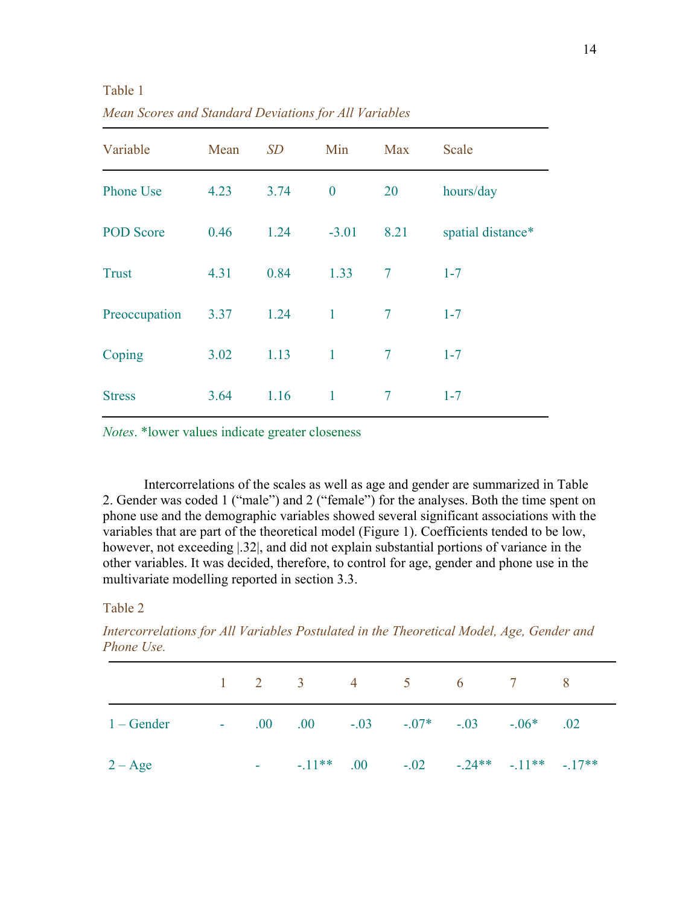Table 1

*Mean Scores and Standard Deviations for All Variables*

| Variable | Mean | *SD* | Min | Max | Scale |
|---|---|---|---|---|---|
| Phone Use | 4.23 | 3.74 | 0 | 20 | hours/day |
| POD Score | 0.46 | 1.24 | -3.01 | 8.21 | spatial distance* |
| Trust | 4.31 | 0.84 | 1.33 | 7 | 1-7 |
| Preoccupation | 3.37 | 1.24 | 1 | 7 | 1-7 |
| Coping | 3.02 | 1.13 | 1 | 7 | 1-7 |
| Stress | 3.64 | 1.16 | 1 | 7 | 1-7 |

*Notes*. *lower values indicate greater closeness

Intercorrelations of the scales as well as age and gender are summarized in Table 2. Gender was coded 1 ("male") and 2 ("female") for the analyses. Both the time spent on phone use and the demographic variables showed several significant associations with the variables that are part of the theoretical model (Figure 1). Coefficients tended to be low, however, not exceeding |.32|, and did not explain substantial portions of variance in the other variables. It was decided, therefore, to control for age, gender and phone use in the multivariate modelling reported in section 3.3.

Table 2

*Intercorrelations for All Variables Postulated in the Theoretical Model, Age, Gender and Phone Use.*

| | 1 | 2 | 3 | 4 | 5 | 6 | 7 | 8 |
|---|---|---|---|---|---|---|---|---|
| 1 – Gender | - | .00 | .00 | -.03 | -.07* | -.03 | -.06* | .02 |
| 2 – Age | | - | -.11** | .00 | -.02 | -.24** | -.11** | -.17** |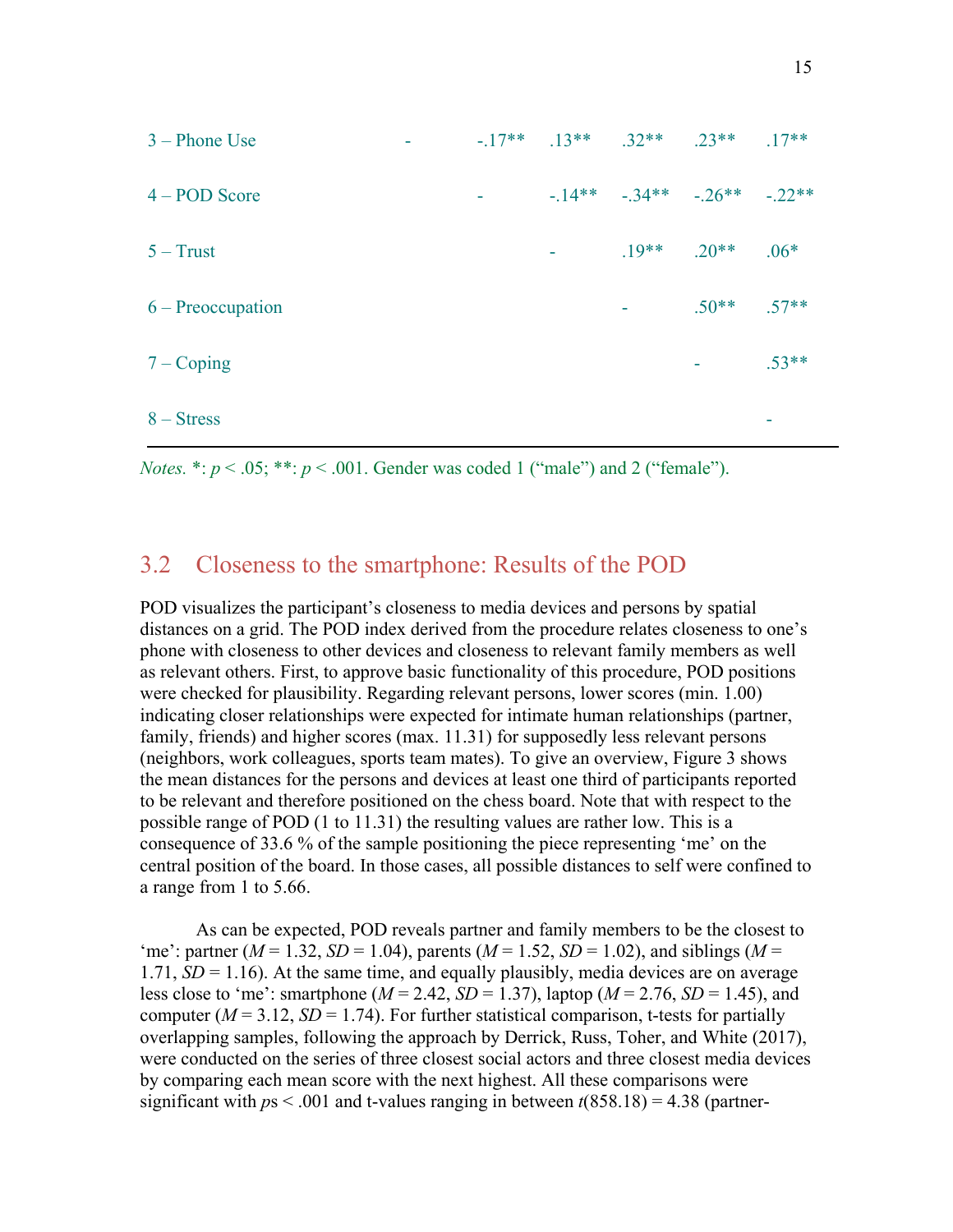| | | | | | | |
|---|---|---|---|---|---|---|
| 3 – Phone Use | - | -.17** | .13** | .32** | .23** | .17** |
| 4 – POD Score | | - | -.14** | -.34** | -.26** | -.22** |
| 5 – Trust | | | - | .19** | .20** | .06* |
| 6 – Preoccupation | | | | - | .50** | .57** |
| 7 – Coping | | | | | - | .53** |
| 8 – Stress | | | | | | - |

*Notes.* *: $p < .05$; **: $p < .001$. Gender was coded 1 ("male") and 2 ("female").

## 3.2 Closeness to the smartphone: Results of the POD

POD visualizes the participant's closeness to media devices and persons by spatial distances on a grid. The POD index derived from the procedure relates closeness to one's phone with closeness to other devices and closeness to relevant family members as well as relevant others. First, to approve basic functionality of this procedure, POD positions were checked for plausibility. Regarding relevant persons, lower scores (min. 1.00) indicating closer relationships were expected for intimate human relationships (partner, family, friends) and higher scores (max. 11.31) for supposedly less relevant persons (neighbors, work colleagues, sports team mates). To give an overview, Figure 3 shows the mean distances for the persons and devices at least one third of participants reported to be relevant and therefore positioned on the chess board. Note that with respect to the possible range of POD (1 to 11.31) the resulting values are rather low. This is a consequence of 33.6 % of the sample positioning the piece representing 'me' on the central position of the board. In those cases, all possible distances to self were confined to a range from 1 to 5.66.

As can be expected, POD reveals partner and family members to be the closest to 'me': partner ($M = 1.32$, $SD = 1.04$), parents ($M = 1.52$, $SD = 1.02$), and siblings ($M = 1.71$, $SD = 1.16$). At the same time, and equally plausibly, media devices are on average less close to 'me': smartphone ($M = 2.42$, $SD = 1.37$), laptop ($M = 2.76$, $SD = 1.45$), and computer ($M = 3.12$, $SD = 1.74$). For further statistical comparison, t-tests for partially overlapping samples, following the approach by Derrick, Russ, Toher, and White (2017), were conducted on the series of three closest social actors and three closest media devices by comparing each mean score with the next highest. All these comparisons were significant with *p*s < .001 and t-values ranging in between $t(858.18) = 4.38$ (partner-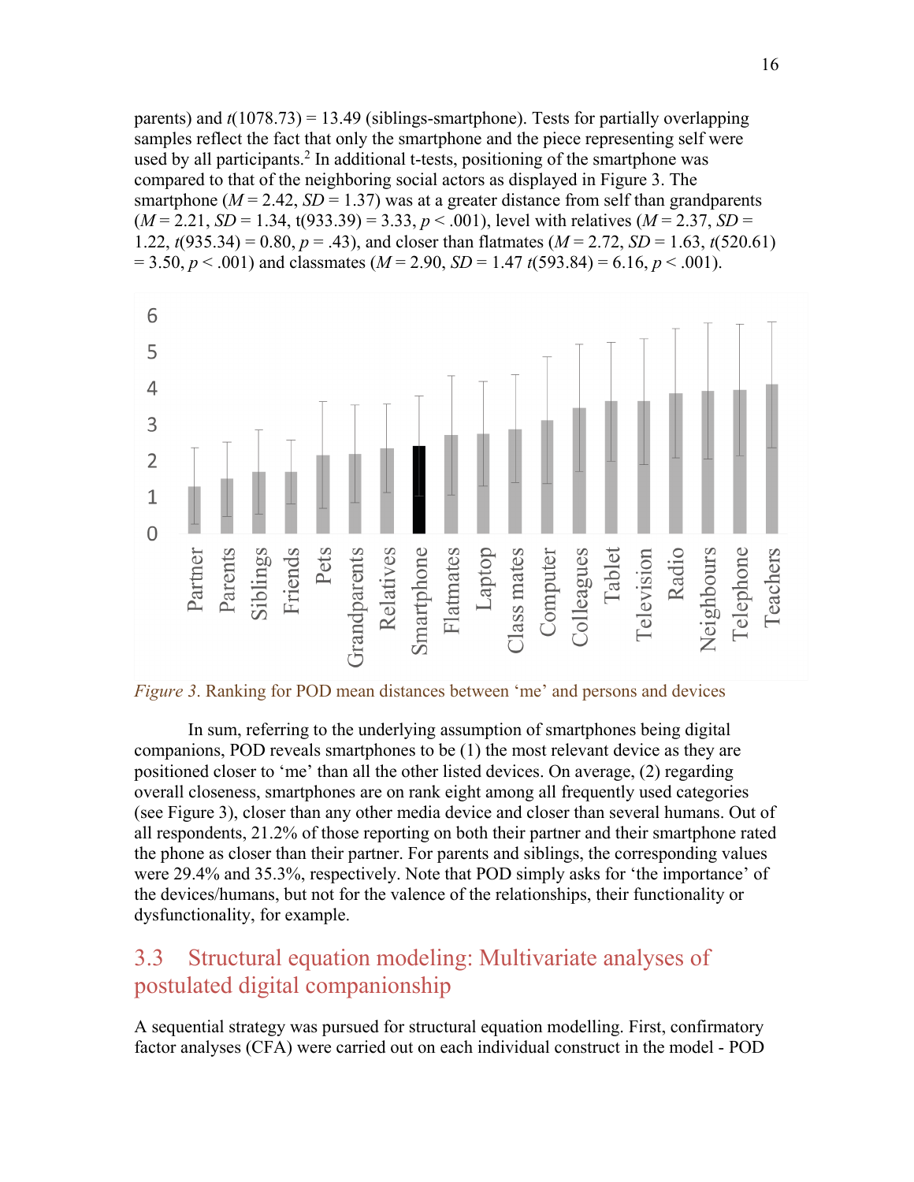parents) and $t(1078.73) = 13.49$ (siblings-smartphone). Tests for partially overlapping samples reflect the fact that only the smartphone and the piece representing self were used by all participants.[2] In additional t-tests, positioning of the smartphone was compared to that of the neighboring social actors as displayed in Figure 3. The smartphone ($M = 2.42$, $SD = 1.37$) was at a greater distance from self than grandparents ($M = 2.21$, $SD = 1.34$, $t(933.39) = 3.33$, $p < .001$), level with relatives ($M = 2.37$, $SD = 1.22$, $t(935.34) = 0.80$, $p = .43$), and closer than flatmates ($M = 2.72$, $SD = 1.63$, $t(520.61) = 3.50$, $p < .001$) and classmates ($M = 2.90$, $SD = 1.47$ $t(593.84) = 6.16$, $p < .001$).

*Figure 3*. Ranking for POD mean distances between 'me' and persons and devices

In sum, referring to the underlying assumption of smartphones being digital companions, POD reveals smartphones to be (1) the most relevant device as they are positioned closer to 'me' than all the other listed devices. On average, (2) regarding overall closeness, smartphones are on rank eight among all frequently used categories (see Figure 3), closer than any other media device and closer than several humans. Out of all respondents, 21.2% of those reporting on both their partner and their smartphone rated the phone as closer than their partner. For parents and siblings, the corresponding values were 29.4% and 35.3%, respectively. Note that POD simply asks for 'the importance' of the devices/humans, but not for the valence of the relationships, their functionality or dysfunctionality, for example.

## 3.3 Structural equation modeling: Multivariate analyses of postulated digital companionship

A sequential strategy was pursued for structural equation modelling. First, confirmatory factor analyses (CFA) were carried out on each individual construct in the model - POD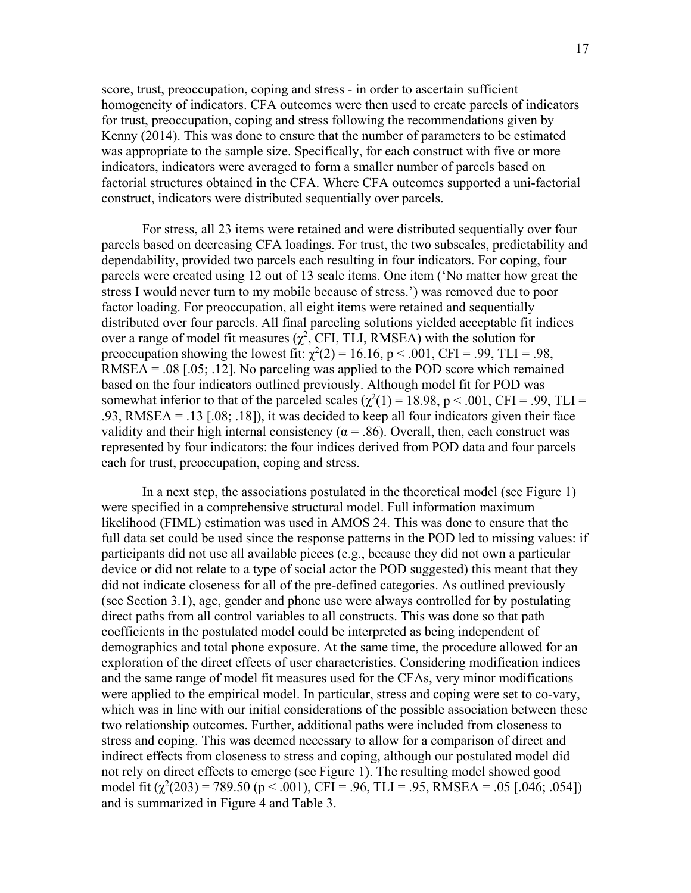score, trust, preoccupation, coping and stress - in order to ascertain sufficient homogeneity of indicators. CFA outcomes were then used to create parcels of indicators for trust, preoccupation, coping and stress following the recommendations given by Kenny (2014). This was done to ensure that the number of parameters to be estimated was appropriate to the sample size. Specifically, for each construct with five or more indicators, indicators were averaged to form a smaller number of parcels based on factorial structures obtained in the CFA. Where CFA outcomes supported a uni-factorial construct, indicators were distributed sequentially over parcels.

For stress, all 23 items were retained and were distributed sequentially over four parcels based on decreasing CFA loadings. For trust, the two subscales, predictability and dependability, provided two parcels each resulting in four indicators. For coping, four parcels were created using 12 out of 13 scale items. One item ('No matter how great the stress I would never turn to my mobile because of stress.') was removed due to poor factor loading. For preoccupation, all eight items were retained and sequentially distributed over four parcels. All final parceling solutions yielded acceptable fit indices over a range of model fit measures ($\chi^2$, CFI, TLI, RMSEA) with the solution for preoccupation showing the lowest fit: $\chi^2(2) = 16.16$, $p < .001$, CFI = .99, TLI = .98, RMSEA = .08 [.05; .12]. No parceling was applied to the POD score which remained based on the four indicators outlined previously. Although model fit for POD was somewhat inferior to that of the parceled scales ($\chi^2(1) = 18.98$, $p < .001$, CFI = .99, TLI = .93, RMSEA = .13 [.08; .18]), it was decided to keep all four indicators given their face validity and their high internal consistency ($\alpha = .86$). Overall, then, each construct was represented by four indicators: the four indices derived from POD data and four parcels each for trust, preoccupation, coping and stress.

In a next step, the associations postulated in the theoretical model (see Figure 1) were specified in a comprehensive structural model. Full information maximum likelihood (FIML) estimation was used in AMOS 24. This was done to ensure that the full data set could be used since the response patterns in the POD led to missing values: if participants did not use all available pieces (e.g., because they did not own a particular device or did not relate to a type of social actor the POD suggested) this meant that they did not indicate closeness for all of the pre-defined categories. As outlined previously (see Section 3.1), age, gender and phone use were always controlled for by postulating direct paths from all control variables to all constructs. This was done so that path coefficients in the postulated model could be interpreted as being independent of demographics and total phone exposure. At the same time, the procedure allowed for an exploration of the direct effects of user characteristics. Considering modification indices and the same range of model fit measures used for the CFAs, very minor modifications were applied to the empirical model. In particular, stress and coping were set to co-vary, which was in line with our initial considerations of the possible association between these two relationship outcomes. Further, additional paths were included from closeness to stress and coping. This was deemed necessary to allow for a comparison of direct and indirect effects from closeness to stress and coping, although our postulated model did not rely on direct effects to emerge (see Figure 1). The resulting model showed good model fit ($\chi^2(203) = 789.50$ ($p < .001$), CFI = .96, TLI = .95, RMSEA = .05 [.046; .054]) and is summarized in Figure 4 and Table 3.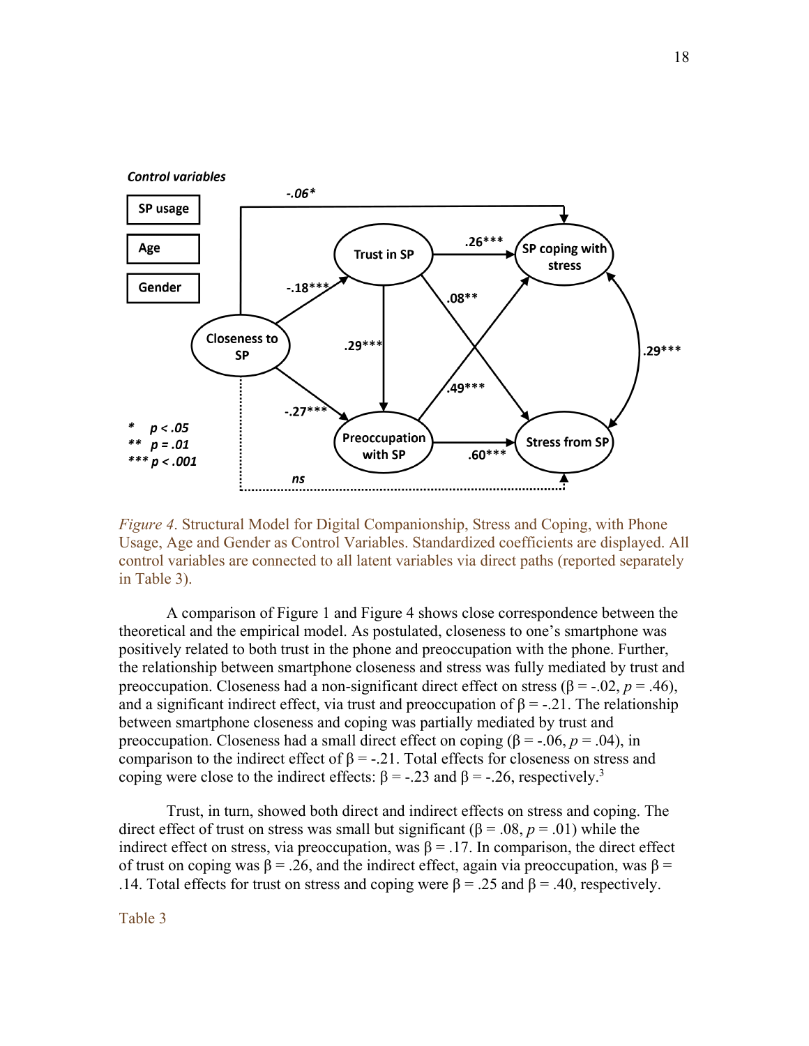*Figure 4*. Structural Model for Digital Companionship, Stress and Coping, with Phone Usage, Age and Gender as Control Variables. Standardized coefficients are displayed. All control variables are connected to all latent variables via direct paths (reported separately in Table 3).

A comparison of Figure 1 and Figure 4 shows close correspondence between the theoretical and the empirical model. As postulated, closeness to one's smartphone was positively related to both trust in the phone and preoccupation with the phone. Further, the relationship between smartphone closeness and stress was fully mediated by trust and preoccupation. Closeness had a non-significant direct effect on stress ($\beta = -.02$, $p = .46$), and a significant indirect effect, via trust and preoccupation of $\beta = -.21$. The relationship between smartphone closeness and coping was partially mediated by trust and preoccupation. Closeness had a small direct effect on coping ($\beta = -.06$, $p = .04$), in comparison to the indirect effect of $\beta = -.21$. Total effects for closeness on stress and coping were close to the indirect effects: $\beta = -.23$ and $\beta = -.26$, respectively.[3]

Trust, in turn, showed both direct and indirect effects on stress and coping. The direct effect of trust on stress was small but significant ($\beta = .08$, $p = .01$) while the indirect effect on stress, via preoccupation, was $\beta = .17$. In comparison, the direct effect of trust on coping was $\beta = .26$, and the indirect effect, again via preoccupation, was $\beta = .14$. Total effects for trust on stress and coping were $\beta = .25$ and $\beta = .40$, respectively.

Table 3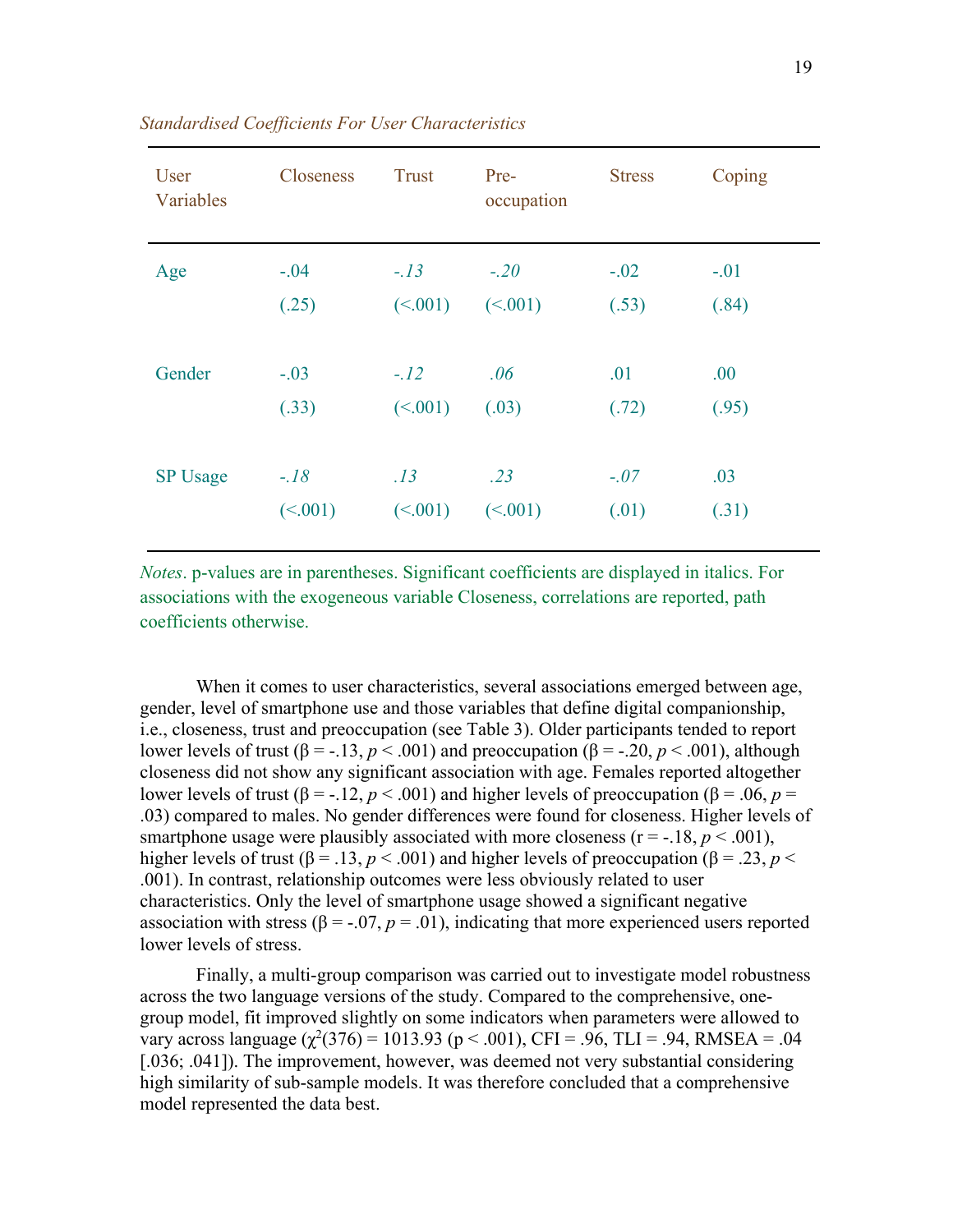*Standardised Coefficients For User Characteristics*

| User Variables | Closeness | Trust | Pre-occupation | Stress | Coping |
|---|---|---|---|---|---|
| Age | -.04 | *-.13* | *-.20* | -.02 | -.01 |
| | (.25) | (<.001) | (<.001) | (.53) | (.84) |
| Gender | -.03 | *-.12* | *.06* | .01 | .00 |
| | (.33) | (<.001) | (.03) | (.72) | (.95) |
| SP Usage | *-.18* | *.13* | *.23* | *-.07* | .03 |
| | (<.001) | (<.001) | (<.001) | (.01) | (.31) |

*Notes*. p-values are in parentheses. Significant coefficients are displayed in italics. For associations with the exogeneous variable Closeness, correlations are reported, path coefficients otherwise.

When it comes to user characteristics, several associations emerged between age, gender, level of smartphone use and those variables that define digital companionship, i.e., closeness, trust and preoccupation (see Table 3). Older participants tended to report lower levels of trust (β = -.13, $p < .001$) and preoccupation (β = -.20, $p < .001$), although closeness did not show any significant association with age. Females reported altogether lower levels of trust (β = -.12, $p < .001$) and higher levels of preoccupation (β = .06, $p = .03$) compared to males. No gender differences were found for closeness. Higher levels of smartphone usage were plausibly associated with more closeness (r = -.18, $p < .001$), higher levels of trust (β = .13, $p < .001$) and higher levels of preoccupation (β = .23, $p < .001$). In contrast, relationship outcomes were less obviously related to user characteristics. Only the level of smartphone usage showed a significant negative association with stress (β = -.07, $p = .01$), indicating that more experienced users reported lower levels of stress.

Finally, a multi-group comparison was carried out to investigate model robustness across the two language versions of the study. Compared to the comprehensive, one-group model, fit improved slightly on some indicators when parameters were allowed to vary across language ($\chi^2(376) = 1013.93$ (p < .001), CFI = .96, TLI = .94, RMSEA = .04 [.036; .041]). The improvement, however, was deemed not very substantial considering high similarity of sub-sample models. It was therefore concluded that a comprehensive model represented the data best.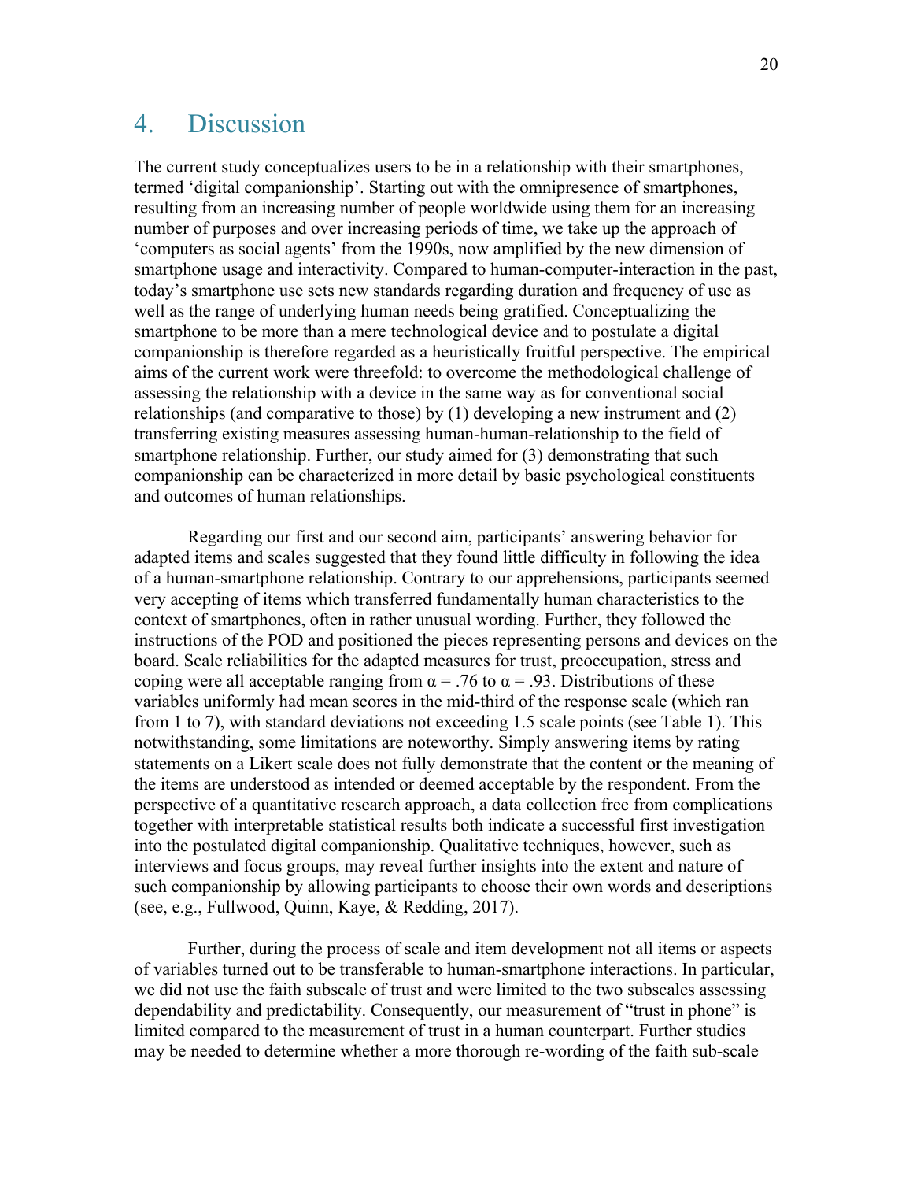# 4. Discussion

The current study conceptualizes users to be in a relationship with their smartphones, termed 'digital companionship'. Starting out with the omnipresence of smartphones, resulting from an increasing number of people worldwide using them for an increasing number of purposes and over increasing periods of time, we take up the approach of 'computers as social agents' from the 1990s, now amplified by the new dimension of smartphone usage and interactivity. Compared to human-computer-interaction in the past, today's smartphone use sets new standards regarding duration and frequency of use as well as the range of underlying human needs being gratified. Conceptualizing the smartphone to be more than a mere technological device and to postulate a digital companionship is therefore regarded as a heuristically fruitful perspective. The empirical aims of the current work were threefold: to overcome the methodological challenge of assessing the relationship with a device in the same way as for conventional social relationships (and comparative to those) by (1) developing a new instrument and (2) transferring existing measures assessing human-human-relationship to the field of smartphone relationship. Further, our study aimed for (3) demonstrating that such companionship can be characterized in more detail by basic psychological constituents and outcomes of human relationships.

Regarding our first and our second aim, participants' answering behavior for adapted items and scales suggested that they found little difficulty in following the idea of a human-smartphone relationship. Contrary to our apprehensions, participants seemed very accepting of items which transferred fundamentally human characteristics to the context of smartphones, often in rather unusual wording. Further, they followed the instructions of the POD and positioned the pieces representing persons and devices on the board. Scale reliabilities for the adapted measures for trust, preoccupation, stress and coping were all acceptable ranging from $\alpha = .76$ to $\alpha = .93$. Distributions of these variables uniformly had mean scores in the mid-third of the response scale (which ran from 1 to 7), with standard deviations not exceeding 1.5 scale points (see Table 1). This notwithstanding, some limitations are noteworthy. Simply answering items by rating statements on a Likert scale does not fully demonstrate that the content or the meaning of the items are understood as intended or deemed acceptable by the respondent. From the perspective of a quantitative research approach, a data collection free from complications together with interpretable statistical results both indicate a successful first investigation into the postulated digital companionship. Qualitative techniques, however, such as interviews and focus groups, may reveal further insights into the extent and nature of such companionship by allowing participants to choose their own words and descriptions (see, e.g., Fullwood, Quinn, Kaye, & Redding, 2017).

Further, during the process of scale and item development not all items or aspects of variables turned out to be transferable to human-smartphone interactions. In particular, we did not use the faith subscale of trust and were limited to the two subscales assessing dependability and predictability. Consequently, our measurement of "trust in phone" is limited compared to the measurement of trust in a human counterpart. Further studies may be needed to determine whether a more thorough re-wording of the faith sub-scale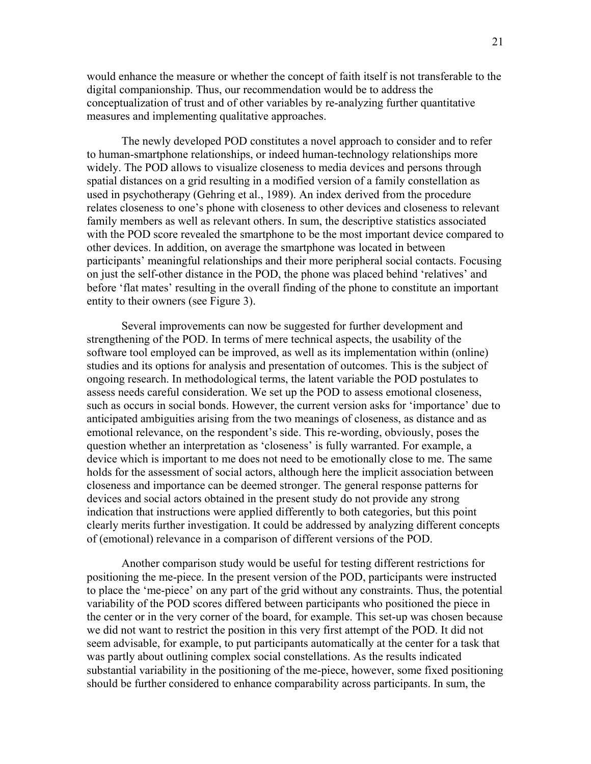would enhance the measure or whether the concept of faith itself is not transferable to the digital companionship. Thus, our recommendation would be to address the conceptualization of trust and of other variables by re-analyzing further quantitative measures and implementing qualitative approaches.

The newly developed POD constitutes a novel approach to consider and to refer to human-smartphone relationships, or indeed human-technology relationships more widely. The POD allows to visualize closeness to media devices and persons through spatial distances on a grid resulting in a modified version of a family constellation as used in psychotherapy (Gehring et al., 1989). An index derived from the procedure relates closeness to one's phone with closeness to other devices and closeness to relevant family members as well as relevant others. In sum, the descriptive statistics associated with the POD score revealed the smartphone to be the most important device compared to other devices. In addition, on average the smartphone was located in between participants' meaningful relationships and their more peripheral social contacts. Focusing on just the self-other distance in the POD, the phone was placed behind 'relatives' and before 'flat mates' resulting in the overall finding of the phone to constitute an important entity to their owners (see Figure 3).

Several improvements can now be suggested for further development and strengthening of the POD. In terms of mere technical aspects, the usability of the software tool employed can be improved, as well as its implementation within (online) studies and its options for analysis and presentation of outcomes. This is the subject of ongoing research. In methodological terms, the latent variable the POD postulates to assess needs careful consideration. We set up the POD to assess emotional closeness, such as occurs in social bonds. However, the current version asks for 'importance' due to anticipated ambiguities arising from the two meanings of closeness, as distance and as emotional relevance, on the respondent's side. This re-wording, obviously, poses the question whether an interpretation as 'closeness' is fully warranted. For example, a device which is important to me does not need to be emotionally close to me. The same holds for the assessment of social actors, although here the implicit association between closeness and importance can be deemed stronger. The general response patterns for devices and social actors obtained in the present study do not provide any strong indication that instructions were applied differently to both categories, but this point clearly merits further investigation. It could be addressed by analyzing different concepts of (emotional) relevance in a comparison of different versions of the POD.

Another comparison study would be useful for testing different restrictions for positioning the me-piece. In the present version of the POD, participants were instructed to place the 'me-piece' on any part of the grid without any constraints. Thus, the potential variability of the POD scores differed between participants who positioned the piece in the center or in the very corner of the board, for example. This set-up was chosen because we did not want to restrict the position in this very first attempt of the POD. It did not seem advisable, for example, to put participants automatically at the center for a task that was partly about outlining complex social constellations. As the results indicated substantial variability in the positioning of the me-piece, however, some fixed positioning should be further considered to enhance comparability across participants. In sum, the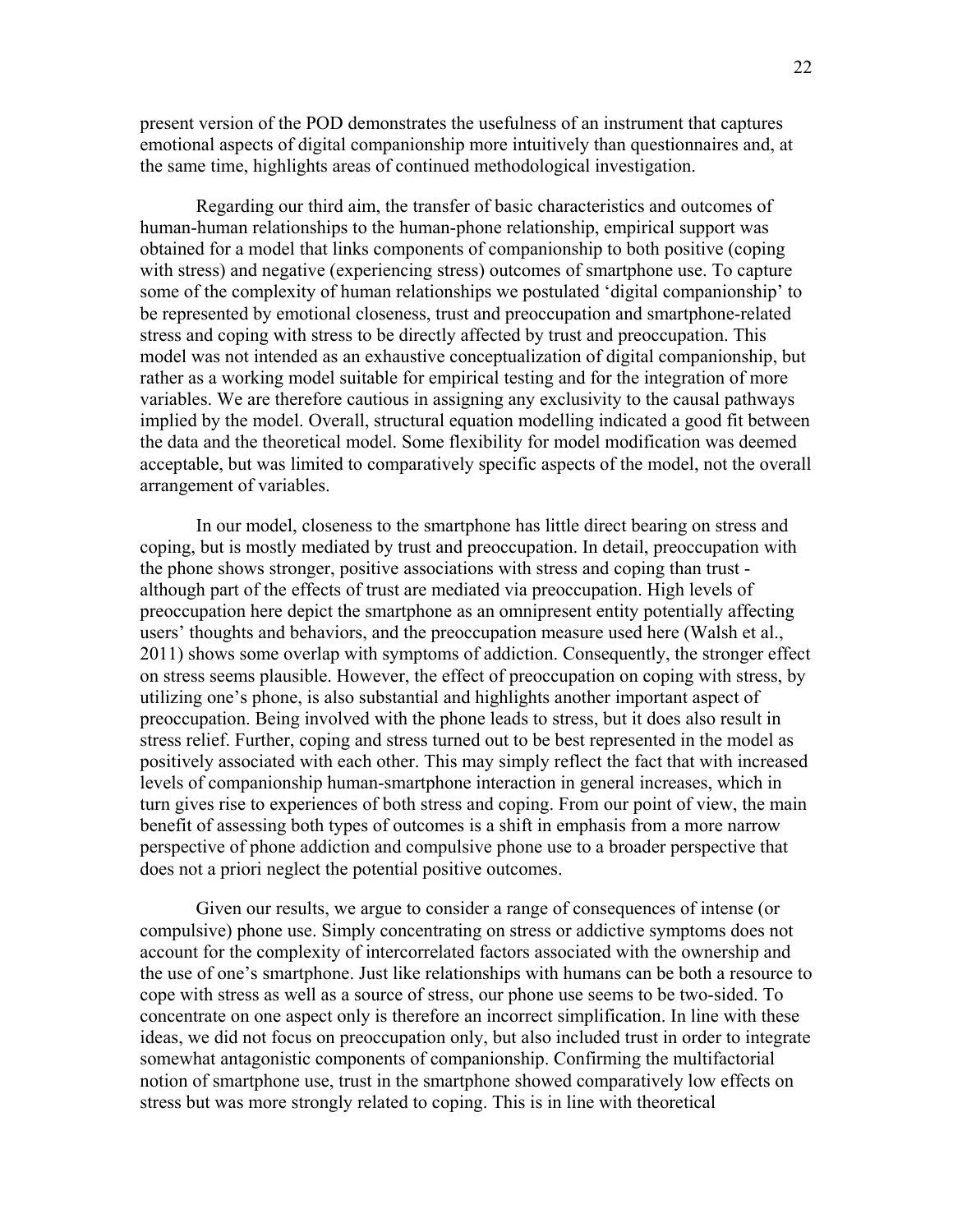present version of the POD demonstrates the usefulness of an instrument that captures emotional aspects of digital companionship more intuitively than questionnaires and, at the same time, highlights areas of continued methodological investigation.

Regarding our third aim, the transfer of basic characteristics and outcomes of human-human relationships to the human-phone relationship, empirical support was obtained for a model that links components of companionship to both positive (coping with stress) and negative (experiencing stress) outcomes of smartphone use. To capture some of the complexity of human relationships we postulated 'digital companionship' to be represented by emotional closeness, trust and preoccupation and smartphone-related stress and coping with stress to be directly affected by trust and preoccupation. This model was not intended as an exhaustive conceptualization of digital companionship, but rather as a working model suitable for empirical testing and for the integration of more variables. We are therefore cautious in assigning any exclusivity to the causal pathways implied by the model. Overall, structural equation modelling indicated a good fit between the data and the theoretical model. Some flexibility for model modification was deemed acceptable, but was limited to comparatively specific aspects of the model, not the overall arrangement of variables.

In our model, closeness to the smartphone has little direct bearing on stress and coping, but is mostly mediated by trust and preoccupation. In detail, preoccupation with the phone shows stronger, positive associations with stress and coping than trust - although part of the effects of trust are mediated via preoccupation. High levels of preoccupation here depict the smartphone as an omnipresent entity potentially affecting users' thoughts and behaviors, and the preoccupation measure used here (Walsh et al., 2011) shows some overlap with symptoms of addiction. Consequently, the stronger effect on stress seems plausible. However, the effect of preoccupation on coping with stress, by utilizing one's phone, is also substantial and highlights another important aspect of preoccupation. Being involved with the phone leads to stress, but it does also result in stress relief. Further, coping and stress turned out to be best represented in the model as positively associated with each other. This may simply reflect the fact that with increased levels of companionship human-smartphone interaction in general increases, which in turn gives rise to experiences of both stress and coping. From our point of view, the main benefit of assessing both types of outcomes is a shift in emphasis from a more narrow perspective of phone addiction and compulsive phone use to a broader perspective that does not a priori neglect the potential positive outcomes.

Given our results, we argue to consider a range of consequences of intense (or compulsive) phone use. Simply concentrating on stress or addictive symptoms does not account for the complexity of intercorrelated factors associated with the ownership and the use of one's smartphone. Just like relationships with humans can be both a resource to cope with stress as well as a source of stress, our phone use seems to be two-sided. To concentrate on one aspect only is therefore an incorrect simplification. In line with these ideas, we did not focus on preoccupation only, but also included trust in order to integrate somewhat antagonistic components of companionship. Confirming the multifactorial notion of smartphone use, trust in the smartphone showed comparatively low effects on stress but was more strongly related to coping. This is in line with theoretical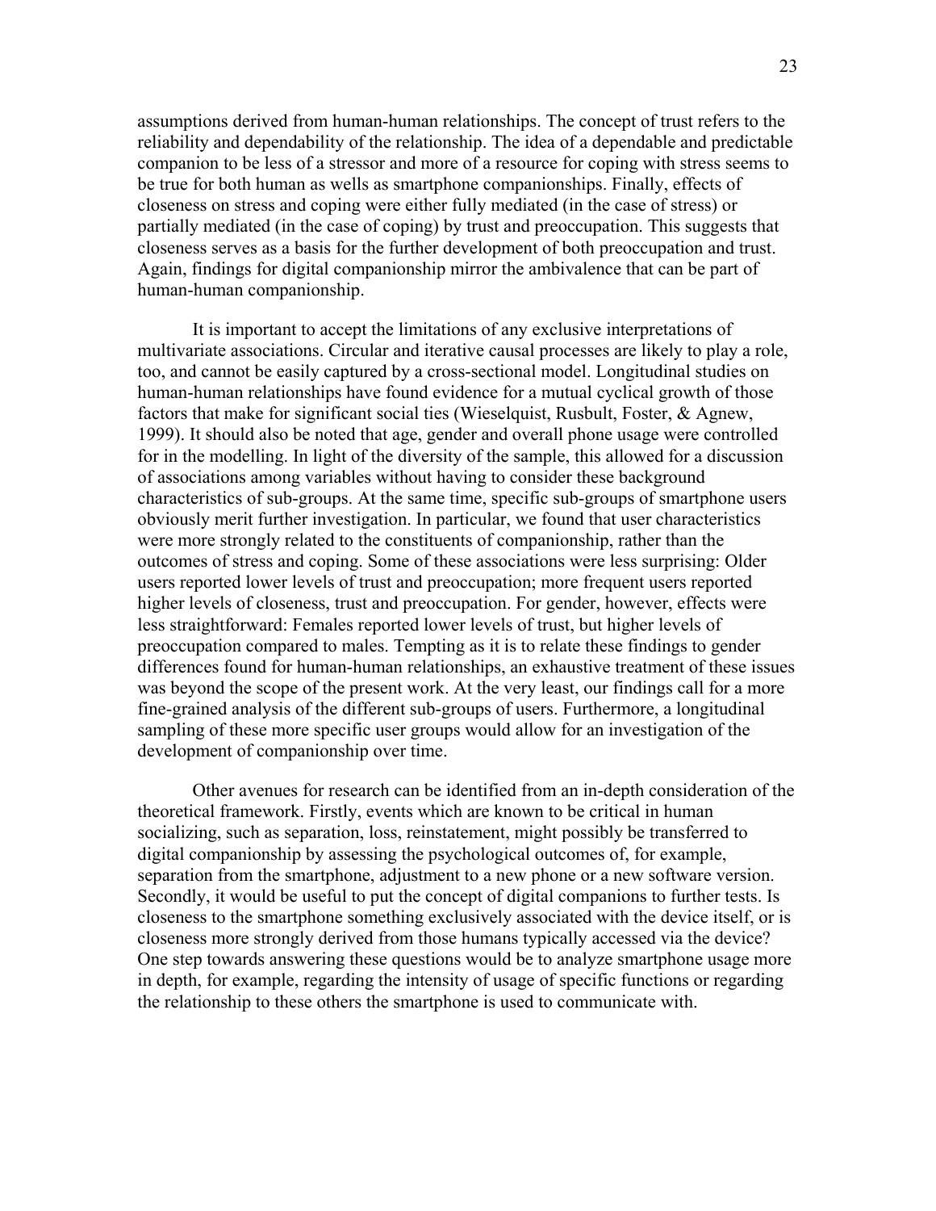assumptions derived from human-human relationships. The concept of trust refers to the reliability and dependability of the relationship. The idea of a dependable and predictable companion to be less of a stressor and more of a resource for coping with stress seems to be true for both human as wells as smartphone companionships. Finally, effects of closeness on stress and coping were either fully mediated (in the case of stress) or partially mediated (in the case of coping) by trust and preoccupation. This suggests that closeness serves as a basis for the further development of both preoccupation and trust. Again, findings for digital companionship mirror the ambivalence that can be part of human-human companionship.

It is important to accept the limitations of any exclusive interpretations of multivariate associations. Circular and iterative causal processes are likely to play a role, too, and cannot be easily captured by a cross-sectional model. Longitudinal studies on human-human relationships have found evidence for a mutual cyclical growth of those factors that make for significant social ties (Wieselquist, Rusbult, Foster, & Agnew, 1999). It should also be noted that age, gender and overall phone usage were controlled for in the modelling. In light of the diversity of the sample, this allowed for a discussion of associations among variables without having to consider these background characteristics of sub-groups. At the same time, specific sub-groups of smartphone users obviously merit further investigation. In particular, we found that user characteristics were more strongly related to the constituents of companionship, rather than the outcomes of stress and coping. Some of these associations were less surprising: Older users reported lower levels of trust and preoccupation; more frequent users reported higher levels of closeness, trust and preoccupation. For gender, however, effects were less straightforward: Females reported lower levels of trust, but higher levels of preoccupation compared to males. Tempting as it is to relate these findings to gender differences found for human-human relationships, an exhaustive treatment of these issues was beyond the scope of the present work. At the very least, our findings call for a more fine-grained analysis of the different sub-groups of users. Furthermore, a longitudinal sampling of these more specific user groups would allow for an investigation of the development of companionship over time.

Other avenues for research can be identified from an in-depth consideration of the theoretical framework. Firstly, events which are known to be critical in human socializing, such as separation, loss, reinstatement, might possibly be transferred to digital companionship by assessing the psychological outcomes of, for example, separation from the smartphone, adjustment to a new phone or a new software version. Secondly, it would be useful to put the concept of digital companions to further tests. Is closeness to the smartphone something exclusively associated with the device itself, or is closeness more strongly derived from those humans typically accessed via the device? One step towards answering these questions would be to analyze smartphone usage more in depth, for example, regarding the intensity of usage of specific functions or regarding the relationship to these others the smartphone is used to communicate with.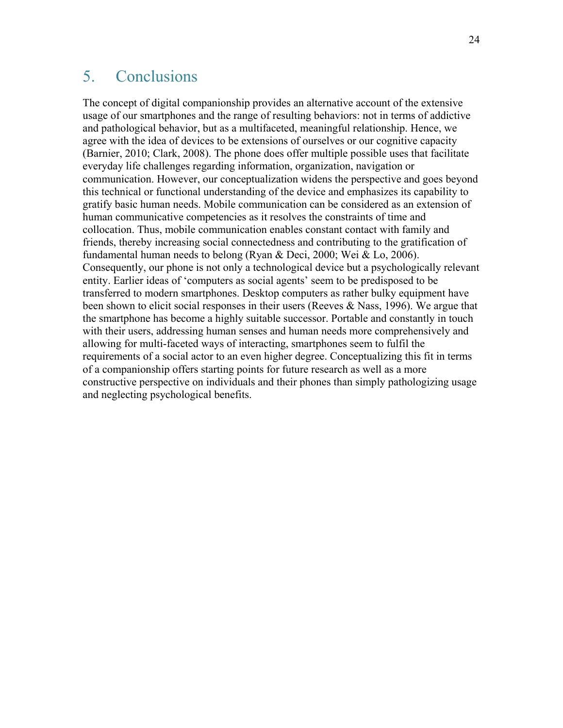## 5. Conclusions

The concept of digital companionship provides an alternative account of the extensive usage of our smartphones and the range of resulting behaviors: not in terms of addictive and pathological behavior, but as a multifaceted, meaningful relationship. Hence, we agree with the idea of devices to be extensions of ourselves or our cognitive capacity (Barnier, 2010; Clark, 2008). The phone does offer multiple possible uses that facilitate everyday life challenges regarding information, organization, navigation or communication. However, our conceptualization widens the perspective and goes beyond this technical or functional understanding of the device and emphasizes its capability to gratify basic human needs. Mobile communication can be considered as an extension of human communicative competencies as it resolves the constraints of time and collocation. Thus, mobile communication enables constant contact with family and friends, thereby increasing social connectedness and contributing to the gratification of fundamental human needs to belong (Ryan & Deci, 2000; Wei & Lo, 2006). Consequently, our phone is not only a technological device but a psychologically relevant entity. Earlier ideas of 'computers as social agents' seem to be predisposed to be transferred to modern smartphones. Desktop computers as rather bulky equipment have been shown to elicit social responses in their users (Reeves & Nass, 1996). We argue that the smartphone has become a highly suitable successor. Portable and constantly in touch with their users, addressing human senses and human needs more comprehensively and allowing for multi-faceted ways of interacting, smartphones seem to fulfil the requirements of a social actor to an even higher degree. Conceptualizing this fit in terms of a companionship offers starting points for future research as well as a more constructive perspective on individuals and their phones than simply pathologizing usage and neglecting psychological benefits.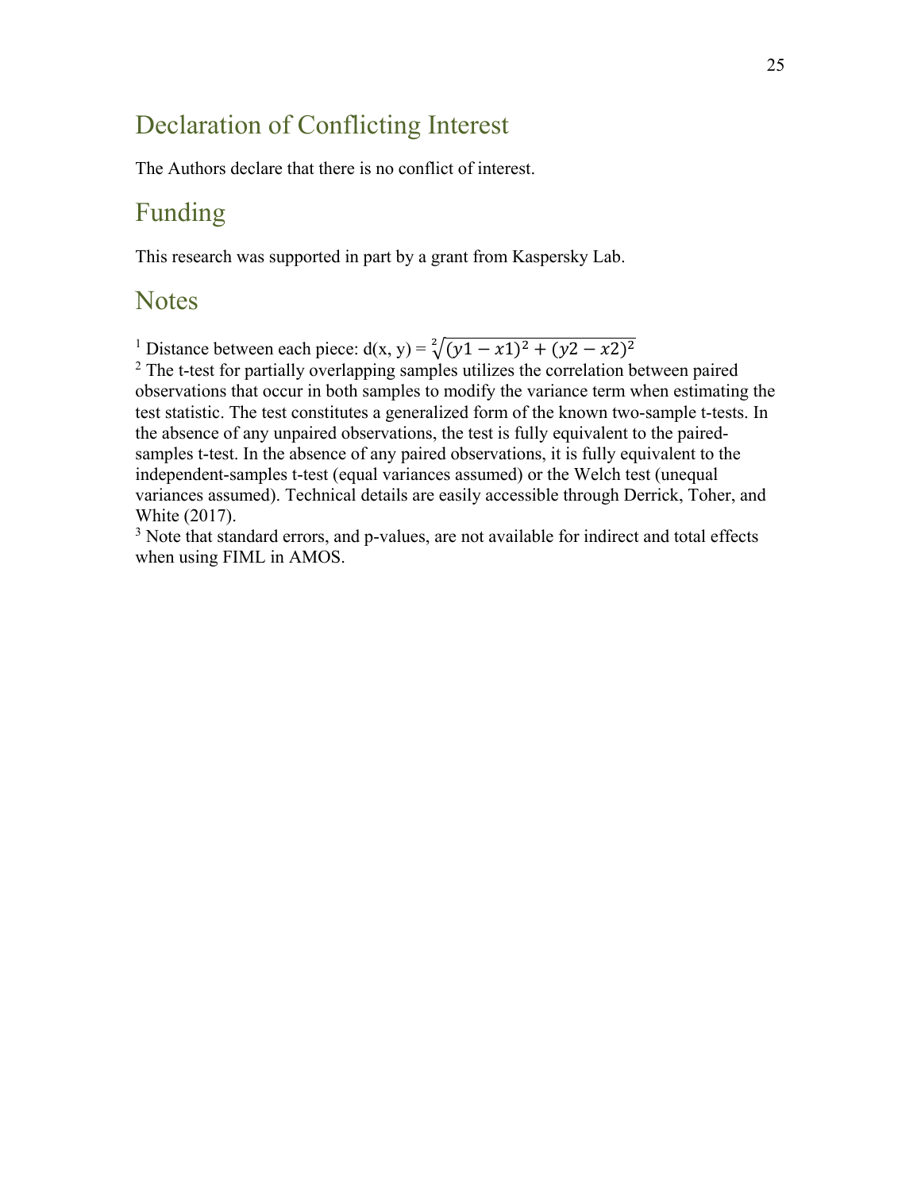## Declaration of Conflicting Interest

The Authors declare that there is no conflict of interest.

## Funding

This research was supported in part by a grant from Kaspersky Lab.

## Notes

[1] Distance between each piece: d(x, y) = $\sqrt[2]{(y1 - x1)^2 + (y2 - x2)^2}$

[2] The t-test for partially overlapping samples utilizes the correlation between paired observations that occur in both samples to modify the variance term when estimating the test statistic. The test constitutes a generalized form of the known two-sample t-tests. In the absence of any unpaired observations, the test is fully equivalent to the paired-samples t-test. In the absence of any paired observations, it is fully equivalent to the independent-samples t-test (equal variances assumed) or the Welch test (unequal variances assumed). Technical details are easily accessible through Derrick, Toher, and White (2017).

[3] Note that standard errors, and p-values, are not available for indirect and total effects when using FIML in AMOS.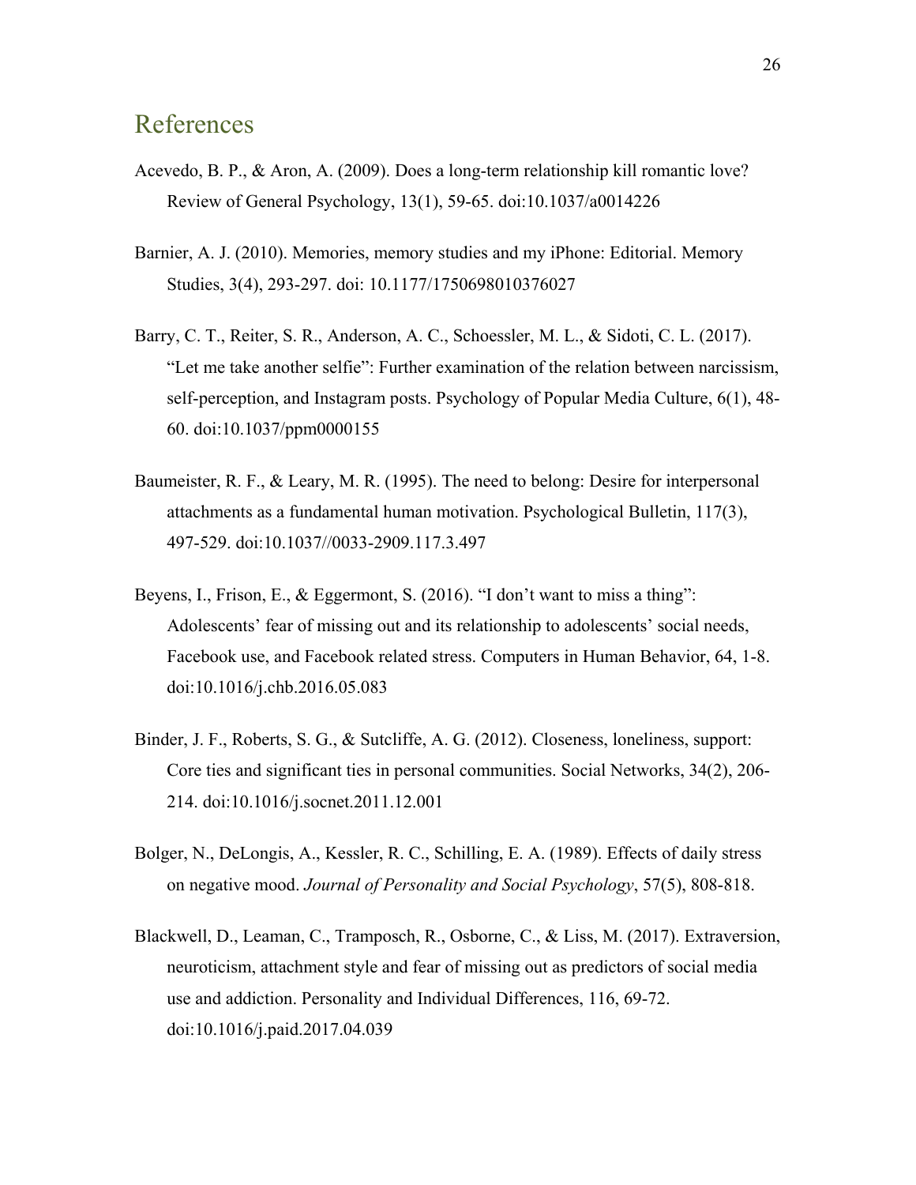# References

Acevedo, B. P., & Aron, A. (2009). Does a long-term relationship kill romantic love? Review of General Psychology, 13(1), 59-65. doi:10.1037/a0014226

Barnier, A. J. (2010). Memories, memory studies and my iPhone: Editorial. Memory Studies, 3(4), 293-297. doi: 10.1177/1750698010376027

Barry, C. T., Reiter, S. R., Anderson, A. C., Schoessler, M. L., & Sidoti, C. L. (2017). "Let me take another selfie": Further examination of the relation between narcissism, self-perception, and Instagram posts. Psychology of Popular Media Culture, 6(1), 48-60. doi:10.1037/ppm0000155

Baumeister, R. F., & Leary, M. R. (1995). The need to belong: Desire for interpersonal attachments as a fundamental human motivation. Psychological Bulletin, 117(3), 497-529. doi:10.1037//0033-2909.117.3.497

Beyens, I., Frison, E., & Eggermont, S. (2016). "I don't want to miss a thing": Adolescents' fear of missing out and its relationship to adolescents' social needs, Facebook use, and Facebook related stress. Computers in Human Behavior, 64, 1-8. doi:10.1016/j.chb.2016.05.083

Binder, J. F., Roberts, S. G., & Sutcliffe, A. G. (2012). Closeness, loneliness, support: Core ties and significant ties in personal communities. Social Networks, 34(2), 206-214. doi:10.1016/j.socnet.2011.12.001

Bolger, N., DeLongis, A., Kessler, R. C., Schilling, E. A. (1989). Effects of daily stress on negative mood. *Journal of Personality and Social Psychology*, 57(5), 808-818.

Blackwell, D., Leaman, C., Tramposch, R., Osborne, C., & Liss, M. (2017). Extraversion, neuroticism, attachment style and fear of missing out as predictors of social media use and addiction. Personality and Individual Differences, 116, 69-72. doi:10.1016/j.paid.2017.04.039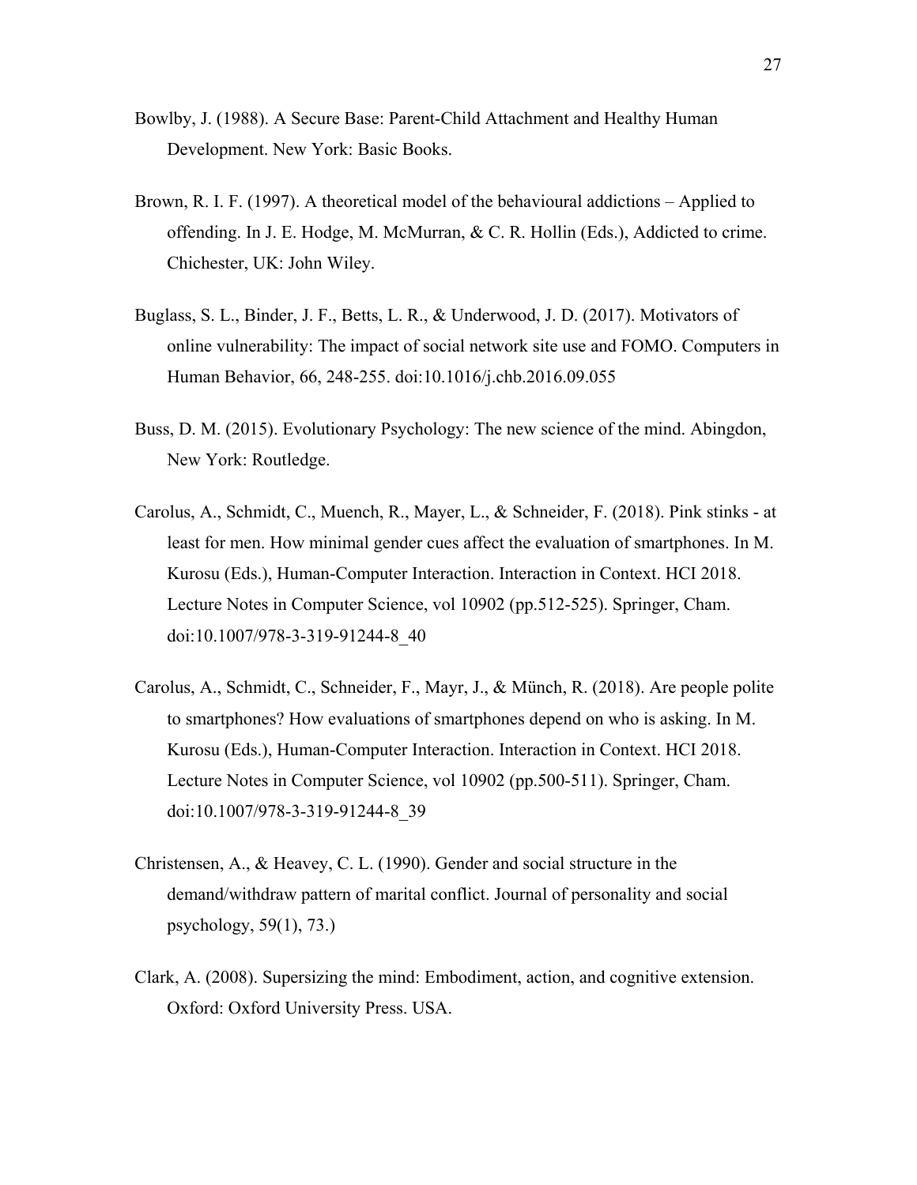Bowlby, J. (1988). A Secure Base: Parent-Child Attachment and Healthy Human Development. New York: Basic Books.

Brown, R. I. F. (1997). A theoretical model of the behavioural addictions – Applied to offending. In J. E. Hodge, M. McMurran, & C. R. Hollin (Eds.), Addicted to crime. Chichester, UK: John Wiley.

Buglass, S. L., Binder, J. F., Betts, L. R., & Underwood, J. D. (2017). Motivators of online vulnerability: The impact of social network site use and FOMO. Computers in Human Behavior, 66, 248-255. doi:10.1016/j.chb.2016.09.055

Buss, D. M. (2015). Evolutionary Psychology: The new science of the mind. Abingdon, New York: Routledge.

Carolus, A., Schmidt, C., Muench, R., Mayer, L., & Schneider, F. (2018). Pink stinks - at least for men. How minimal gender cues affect the evaluation of smartphones. In M. Kurosu (Eds.), Human-Computer Interaction. Interaction in Context. HCI 2018. Lecture Notes in Computer Science, vol 10902 (pp.512-525). Springer, Cham. doi:10.1007/978-3-319-91244-8_40

Carolus, A., Schmidt, C., Schneider, F., Mayr, J., & Münch, R. (2018). Are people polite to smartphones? How evaluations of smartphones depend on who is asking. In M. Kurosu (Eds.), Human-Computer Interaction. Interaction in Context. HCI 2018. Lecture Notes in Computer Science, vol 10902 (pp.500-511). Springer, Cham. doi:10.1007/978-3-319-91244-8_39

Christensen, A., & Heavey, C. L. (1990). Gender and social structure in the demand/withdraw pattern of marital conflict. Journal of personality and social psychology, 59(1), 73.)

Clark, A. (2008). Supersizing the mind: Embodiment, action, and cognitive extension. Oxford: Oxford University Press. USA.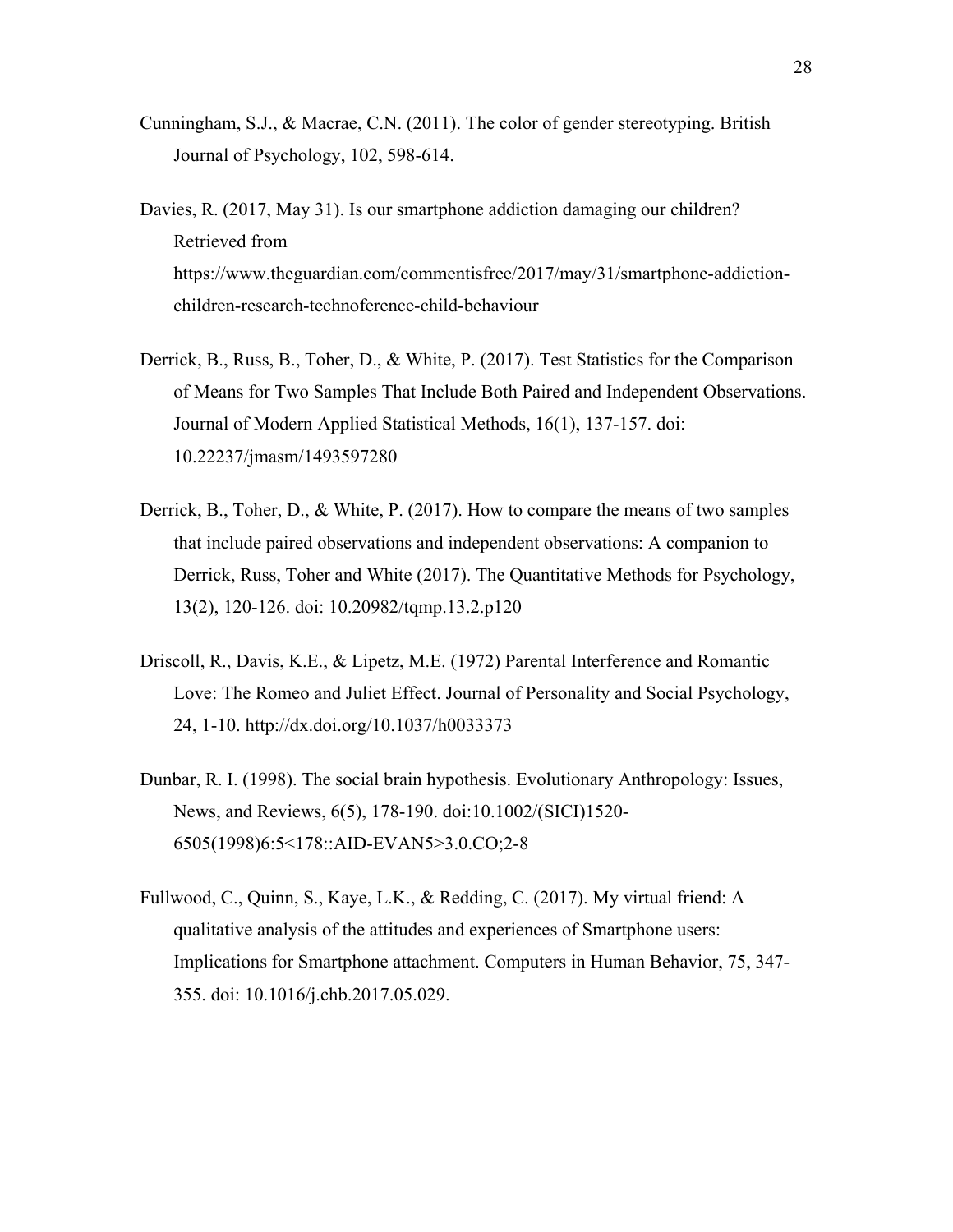Cunningham, S.J., & Macrae, C.N. (2011). The color of gender stereotyping. British Journal of Psychology, 102, 598-614.

Davies, R. (2017, May 31). Is our smartphone addiction damaging our children? Retrieved from https://www.theguardian.com/commentisfree/2017/may/31/smartphone-addiction-children-research-technoference-child-behaviour

Derrick, B., Russ, B., Toher, D., & White, P. (2017). Test Statistics for the Comparison of Means for Two Samples That Include Both Paired and Independent Observations. Journal of Modern Applied Statistical Methods, 16(1), 137-157. doi: 10.22237/jmasm/1493597280

Derrick, B., Toher, D., & White, P. (2017). How to compare the means of two samples that include paired observations and independent observations: A companion to Derrick, Russ, Toher and White (2017). The Quantitative Methods for Psychology, 13(2), 120-126. doi: 10.20982/tqmp.13.2.p120

Driscoll, R., Davis, K.E., & Lipetz, M.E. (1972) Parental Interference and Romantic Love: The Romeo and Juliet Effect. Journal of Personality and Social Psychology, 24, 1-10. http://dx.doi.org/10.1037/h0033373

Dunbar, R. I. (1998). The social brain hypothesis. Evolutionary Anthropology: Issues, News, and Reviews, 6(5), 178-190. doi:10.1002/(SICI)1520-6505(1998)6:5<178::AID-EVAN5>3.0.CO;2-8

Fullwood, C., Quinn, S., Kaye, L.K., & Redding, C. (2017). My virtual friend: A qualitative analysis of the attitudes and experiences of Smartphone users: Implications for Smartphone attachment. Computers in Human Behavior, 75, 347-355. doi: 10.1016/j.chb.2017.05.029.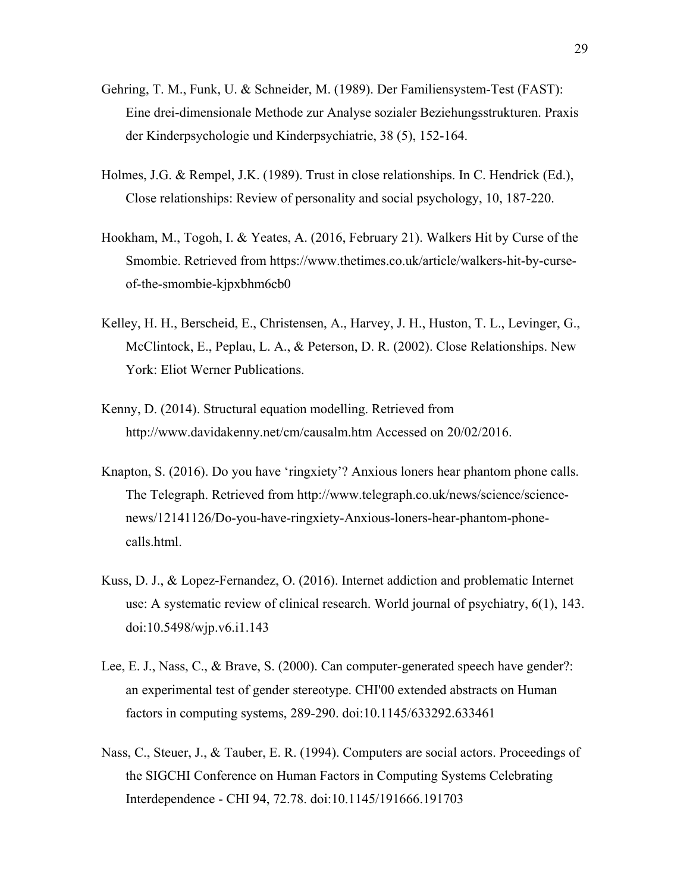Gehring, T. M., Funk, U. & Schneider, M. (1989). Der Familiensystem-Test (FAST): Eine drei-dimensionale Methode zur Analyse sozialer Beziehungsstrukturen. Praxis der Kinderpsychologie und Kinderpsychiatrie, 38 (5), 152-164.

Holmes, J.G. & Rempel, J.K. (1989). Trust in close relationships. In C. Hendrick (Ed.), Close relationships: Review of personality and social psychology, 10, 187-220.

Hookham, M., Togoh, I. & Yeates, A. (2016, February 21). Walkers Hit by Curse of the Smombie. Retrieved from https://www.thetimes.co.uk/article/walkers-hit-by-curse-of-the-smombie-kjpxbhm6cb0

Kelley, H. H., Berscheid, E., Christensen, A., Harvey, J. H., Huston, T. L., Levinger, G., McClintock, E., Peplau, L. A., & Peterson, D. R. (2002). Close Relationships. New York: Eliot Werner Publications.

Kenny, D. (2014). Structural equation modelling. Retrieved from http://www.davidakenny.net/cm/causalm.htm Accessed on 20/02/2016.

Knapton, S. (2016). Do you have 'ringxiety'? Anxious loners hear phantom phone calls. The Telegraph. Retrieved from http://www.telegraph.co.uk/news/science/science-news/12141126/Do-you-have-ringxiety-Anxious-loners-hear-phantom-phone-calls.html.

Kuss, D. J., & Lopez-Fernandez, O. (2016). Internet addiction and problematic Internet use: A systematic review of clinical research. World journal of psychiatry, 6(1), 143. doi:10.5498/wjp.v6.i1.143

Lee, E. J., Nass, C., & Brave, S. (2000). Can computer-generated speech have gender?: an experimental test of gender stereotype. CHI'00 extended abstracts on Human factors in computing systems, 289-290. doi:10.1145/633292.633461

Nass, C., Steuer, J., & Tauber, E. R. (1994). Computers are social actors. Proceedings of the SIGCHI Conference on Human Factors in Computing Systems Celebrating Interdependence - CHI 94, 72.78. doi:10.1145/191666.191703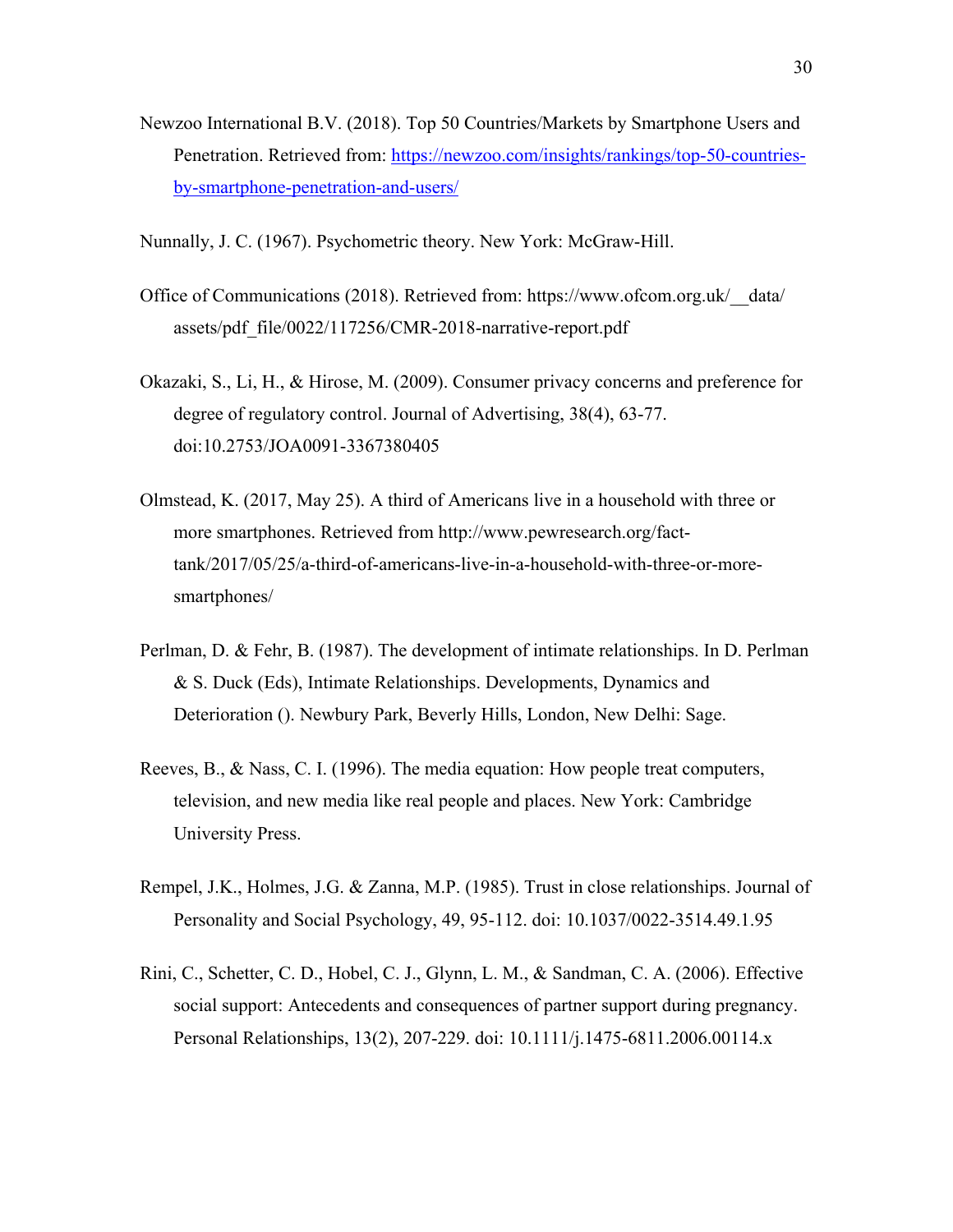Newzoo International B.V. (2018). Top 50 Countries/Markets by Smartphone Users and Penetration. Retrieved from: https://newzoo.com/insights/rankings/top-50-countries-by-smartphone-penetration-and-users/

Nunnally, J. C. (1967). Psychometric theory. New York: McGraw-Hill.

Office of Communications (2018). Retrieved from: https://www.ofcom.org.uk/__data/assets/pdf_file/0022/117256/CMR-2018-narrative-report.pdf

Okazaki, S., Li, H., & Hirose, M. (2009). Consumer privacy concerns and preference for degree of regulatory control. Journal of Advertising, 38(4), 63-77. doi:10.2753/JOA0091-3367380405

Olmstead, K. (2017, May 25). A third of Americans live in a household with three or more smartphones. Retrieved from http://www.pewresearch.org/fact-tank/2017/05/25/a-third-of-americans-live-in-a-household-with-three-or-more-smartphones/

Perlman, D. & Fehr, B. (1987). The development of intimate relationships. In D. Perlman & S. Duck (Eds), Intimate Relationships. Developments, Dynamics and Deterioration (). Newbury Park, Beverly Hills, London, New Delhi: Sage.

Reeves, B., & Nass, C. I. (1996). The media equation: How people treat computers, television, and new media like real people and places. New York: Cambridge University Press.

Rempel, J.K., Holmes, J.G. & Zanna, M.P. (1985). Trust in close relationships. Journal of Personality and Social Psychology, 49, 95-112. doi: 10.1037/0022-3514.49.1.95

Rini, C., Schetter, C. D., Hobel, C. J., Glynn, L. M., & Sandman, C. A. (2006). Effective social support: Antecedents and consequences of partner support during pregnancy. Personal Relationships, 13(2), 207-229. doi: 10.1111/j.1475-6811.2006.00114.x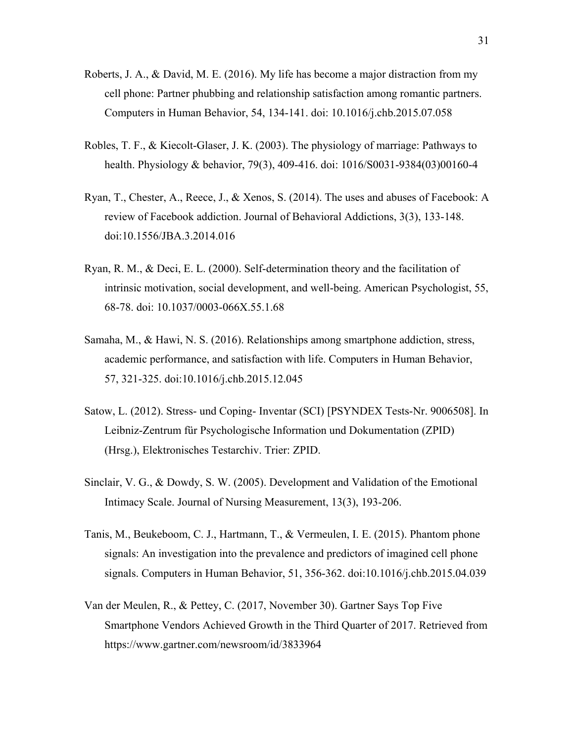Roberts, J. A., & David, M. E. (2016). My life has become a major distraction from my cell phone: Partner phubbing and relationship satisfaction among romantic partners. Computers in Human Behavior, 54, 134-141. doi: 10.1016/j.chb.2015.07.058

Robles, T. F., & Kiecolt-Glaser, J. K. (2003). The physiology of marriage: Pathways to health. Physiology & behavior, 79(3), 409-416. doi: 1016/S0031-9384(03)00160-4

Ryan, T., Chester, A., Reece, J., & Xenos, S. (2014). The uses and abuses of Facebook: A review of Facebook addiction. Journal of Behavioral Addictions, 3(3), 133-148. doi:10.1556/JBA.3.2014.016

Ryan, R. M., & Deci, E. L. (2000). Self-determination theory and the facilitation of intrinsic motivation, social development, and well-being. American Psychologist, 55, 68-78. doi: 10.1037/0003-066X.55.1.68

Samaha, M., & Hawi, N. S. (2016). Relationships among smartphone addiction, stress, academic performance, and satisfaction with life. Computers in Human Behavior, 57, 321-325. doi:10.1016/j.chb.2015.12.045

Satow, L. (2012). Stress- und Coping- Inventar (SCI) [PSYNDEX Tests-Nr. 9006508]. In Leibniz-Zentrum für Psychologische Information und Dokumentation (ZPID) (Hrsg.), Elektronisches Testarchiv. Trier: ZPID.

Sinclair, V. G., & Dowdy, S. W. (2005). Development and Validation of the Emotional Intimacy Scale. Journal of Nursing Measurement, 13(3), 193-206.

Tanis, M., Beukeboom, C. J., Hartmann, T., & Vermeulen, I. E. (2015). Phantom phone signals: An investigation into the prevalence and predictors of imagined cell phone signals. Computers in Human Behavior, 51, 356-362. doi:10.1016/j.chb.2015.04.039

Van der Meulen, R., & Pettey, C. (2017, November 30). Gartner Says Top Five Smartphone Vendors Achieved Growth in the Third Quarter of 2017. Retrieved from https://www.gartner.com/newsroom/id/3833964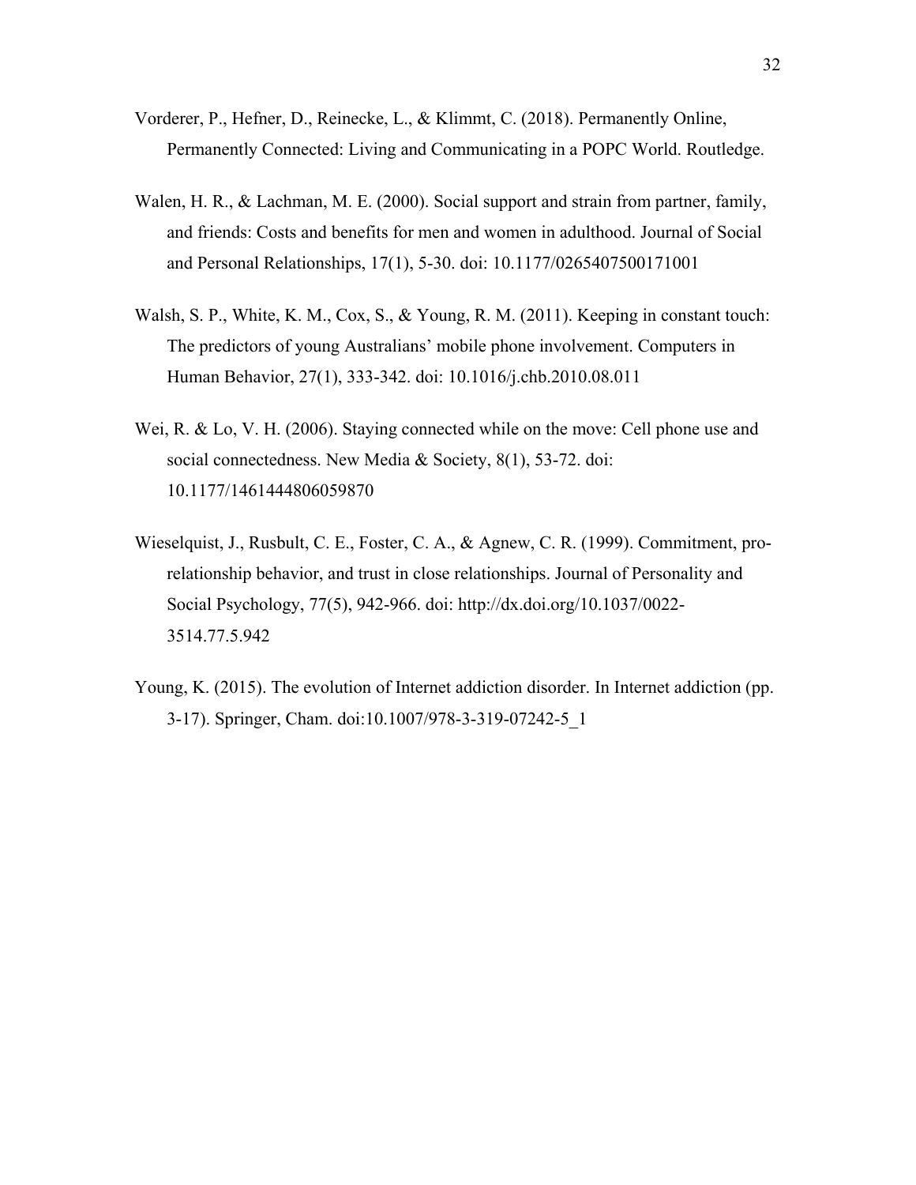Vorderer, P., Hefner, D., Reinecke, L., & Klimmt, C. (2018). Permanently Online, Permanently Connected: Living and Communicating in a POPC World. Routledge.

Walen, H. R., & Lachman, M. E. (2000). Social support and strain from partner, family, and friends: Costs and benefits for men and women in adulthood. Journal of Social and Personal Relationships, 17(1), 5-30. doi: 10.1177/0265407500171001

Walsh, S. P., White, K. M., Cox, S., & Young, R. M. (2011). Keeping in constant touch: The predictors of young Australians' mobile phone involvement. Computers in Human Behavior, 27(1), 333-342. doi: 10.1016/j.chb.2010.08.011

Wei, R. & Lo, V. H. (2006). Staying connected while on the move: Cell phone use and social connectedness. New Media & Society, 8(1), 53-72. doi: 10.1177/1461444806059870

Wieselquist, J., Rusbult, C. E., Foster, C. A., & Agnew, C. R. (1999). Commitment, pro-relationship behavior, and trust in close relationships. Journal of Personality and Social Psychology, 77(5), 942-966. doi: http://dx.doi.org/10.1037/0022-3514.77.5.942

Young, K. (2015). The evolution of Internet addiction disorder. In Internet addiction (pp. 3-17). Springer, Cham. doi:10.1007/978-3-319-07242-5_1